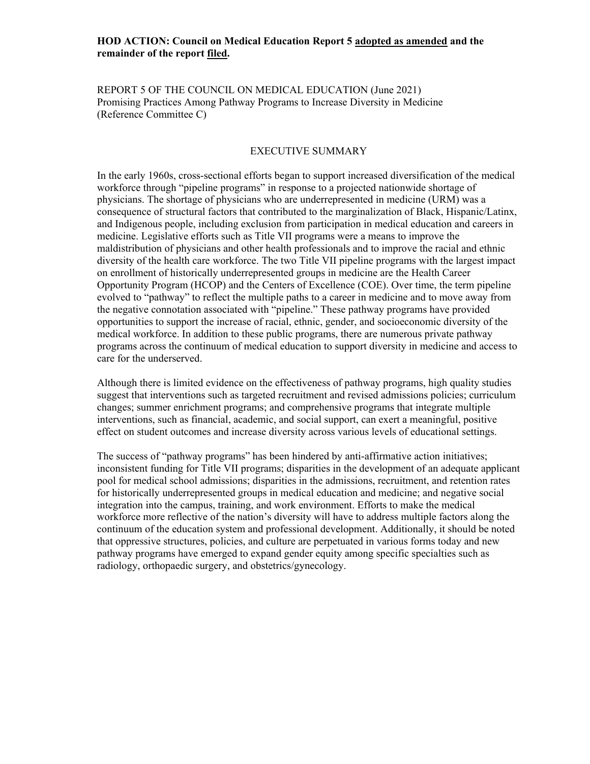**HOD ACTION: Council on Medical Education Report 5 adopted as amended and the remainder of the report filed.**

REPORT 5 OF THE COUNCIL ON MEDICAL EDUCATION (June 2021)
Promising Practices Among Pathway Programs to Increase Diversity in Medicine
(Reference Committee C)

## EXECUTIVE SUMMARY

In the early 1960s, cross-sectional efforts began to support increased diversification of the medical workforce through "pipeline programs" in response to a projected nationwide shortage of physicians. The shortage of physicians who are underrepresented in medicine (URM) was a consequence of structural factors that contributed to the marginalization of Black, Hispanic/Latinx, and Indigenous people, including exclusion from participation in medical education and careers in medicine. Legislative efforts such as Title VII programs were a means to improve the maldistribution of physicians and other health professionals and to improve the racial and ethnic diversity of the health care workforce. The two Title VII pipeline programs with the largest impact on enrollment of historically underrepresented groups in medicine are the Health Career Opportunity Program (HCOP) and the Centers of Excellence (COE). Over time, the term pipeline evolved to "pathway" to reflect the multiple paths to a career in medicine and to move away from the negative connotation associated with "pipeline." These pathway programs have provided opportunities to support the increase of racial, ethnic, gender, and socioeconomic diversity of the medical workforce. In addition to these public programs, there are numerous private pathway programs across the continuum of medical education to support diversity in medicine and access to care for the underserved.

Although there is limited evidence on the effectiveness of pathway programs, high quality studies suggest that interventions such as targeted recruitment and revised admissions policies; curriculum changes; summer enrichment programs; and comprehensive programs that integrate multiple interventions, such as financial, academic, and social support, can exert a meaningful, positive effect on student outcomes and increase diversity across various levels of educational settings.

The success of "pathway programs" has been hindered by anti-affirmative action initiatives; inconsistent funding for Title VII programs; disparities in the development of an adequate applicant pool for medical school admissions; disparities in the admissions, recruitment, and retention rates for historically underrepresented groups in medical education and medicine; and negative social integration into the campus, training, and work environment. Efforts to make the medical workforce more reflective of the nation's diversity will have to address multiple factors along the continuum of the education system and professional development. Additionally, it should be noted that oppressive structures, policies, and culture are perpetuated in various forms today and new pathway programs have emerged to expand gender equity among specific specialties such as radiology, orthopaedic surgery, and obstetrics/gynecology.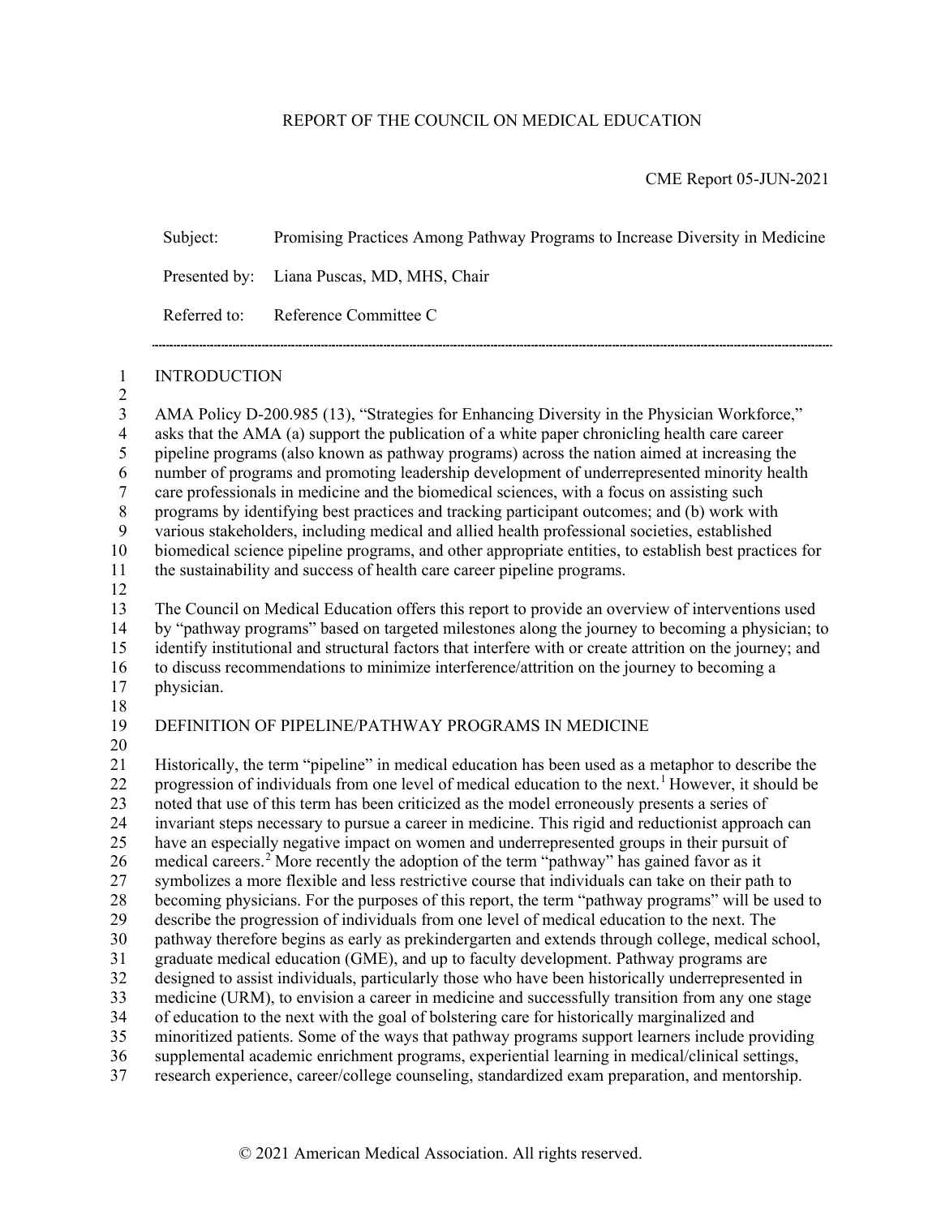REPORT OF THE COUNCIL ON MEDICAL EDUCATION

CME Report 05-JUN-2021

Subject: Promising Practices Among Pathway Programs to Increase Diversity in Medicine

Presented by: Liana Puscas, MD, MHS, Chair

Referred to: Reference Committee C

## INTRODUCTION

AMA Policy D-200.985 (13), "Strategies for Enhancing Diversity in the Physician Workforce," asks that the AMA (a) support the publication of a white paper chronicling health care career pipeline programs (also known as pathway programs) across the nation aimed at increasing the number of programs and promoting leadership development of underrepresented minority health care professionals in medicine and the biomedical sciences, with a focus on assisting such programs by identifying best practices and tracking participant outcomes; and (b) work with various stakeholders, including medical and allied health professional societies, established biomedical science pipeline programs, and other appropriate entities, to establish best practices for the sustainability and success of health care career pipeline programs.

The Council on Medical Education offers this report to provide an overview of interventions used by "pathway programs" based on targeted milestones along the journey to becoming a physician; to identify institutional and structural factors that interfere with or create attrition on the journey; and to discuss recommendations to minimize interference/attrition on the journey to becoming a physician.

## DEFINITION OF PIPELINE/PATHWAY PROGRAMS IN MEDICINE

Historically, the term "pipeline" in medical education has been used as a metaphor to describe the progression of individuals from one level of medical education to the next.[1] However, it should be noted that use of this term has been criticized as the model erroneously presents a series of invariant steps necessary to pursue a career in medicine. This rigid and reductionist approach can have an especially negative impact on women and underrepresented groups in their pursuit of medical careers.[2] More recently the adoption of the term "pathway" has gained favor as it symbolizes a more flexible and less restrictive course that individuals can take on their path to becoming physicians. For the purposes of this report, the term "pathway programs" will be used to describe the progression of individuals from one level of medical education to the next. The pathway therefore begins as early as prekindergarten and extends through college, medical school, graduate medical education (GME), and up to faculty development. Pathway programs are designed to assist individuals, particularly those who have been historically underrepresented in medicine (URM), to envision a career in medicine and successfully transition from any one stage of education to the next with the goal of bolstering care for historically marginalized and minoritized patients. Some of the ways that pathway programs support learners include providing supplemental academic enrichment programs, experiential learning in medical/clinical settings, research experience, career/college counseling, standardized exam preparation, and mentorship.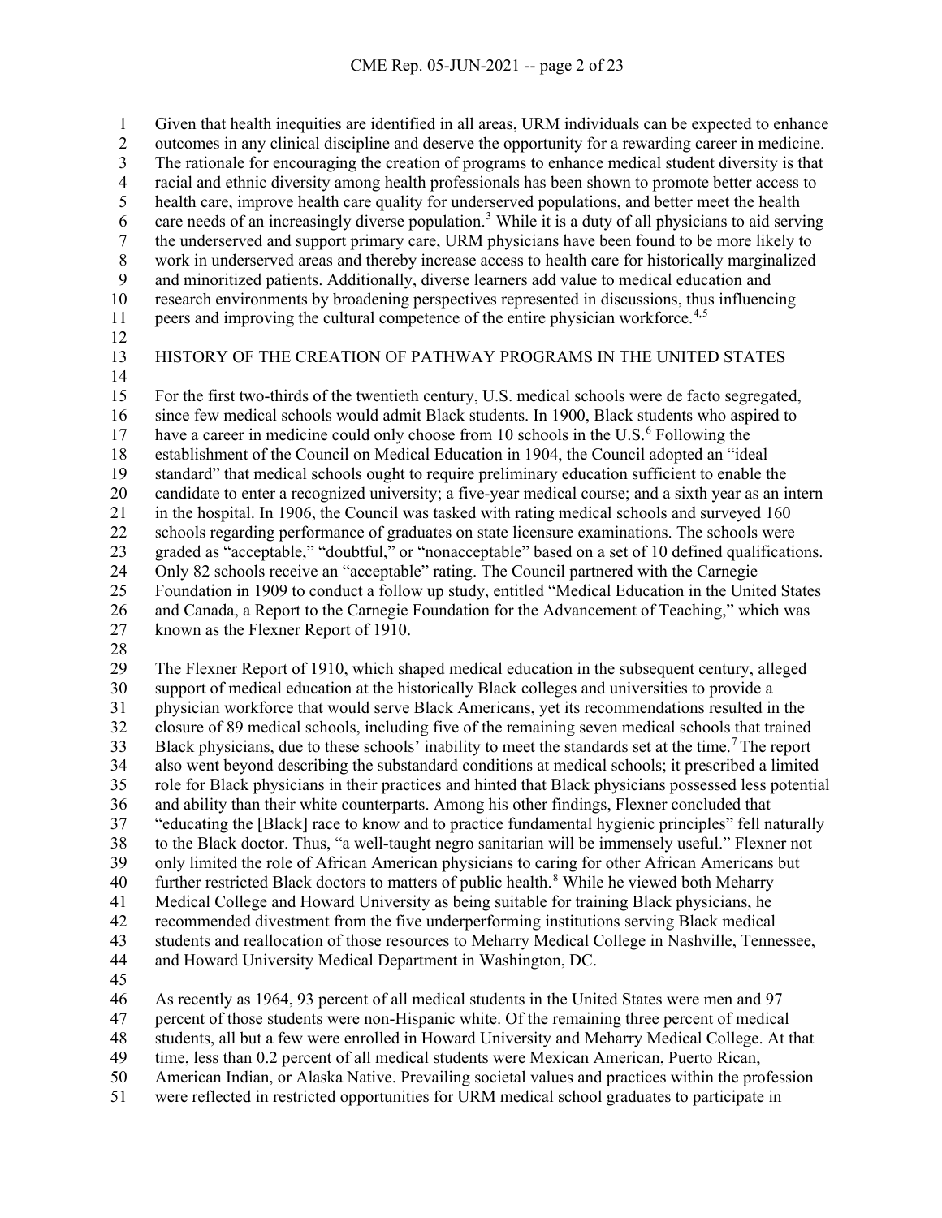Given that health inequities are identified in all areas, URM individuals can be expected to enhance outcomes in any clinical discipline and deserve the opportunity for a rewarding career in medicine. The rationale for encouraging the creation of programs to enhance medical student diversity is that racial and ethnic diversity among health professionals has been shown to promote better access to health care, improve health care quality for underserved populations, and better meet the health care needs of an increasingly diverse population.[3] While it is a duty of all physicians to aid serving the underserved and support primary care, URM physicians have been found to be more likely to work in underserved areas and thereby increase access to health care for historically marginalized and minoritized patients. Additionally, diverse learners add value to medical education and research environments by broadening perspectives represented in discussions, thus influencing peers and improving the cultural competence of the entire physician workforce.[4,5]

## HISTORY OF THE CREATION OF PATHWAY PROGRAMS IN THE UNITED STATES

For the first two-thirds of the twentieth century, U.S. medical schools were de facto segregated, since few medical schools would admit Black students. In 1900, Black students who aspired to have a career in medicine could only choose from 10 schools in the U.S.[6] Following the establishment of the Council on Medical Education in 1904, the Council adopted an "ideal standard" that medical schools ought to require preliminary education sufficient to enable the candidate to enter a recognized university; a five-year medical course; and a sixth year as an intern in the hospital. In 1906, the Council was tasked with rating medical schools and surveyed 160 schools regarding performance of graduates on state licensure examinations. The schools were graded as "acceptable," "doubtful," or "nonacceptable" based on a set of 10 defined qualifications. Only 82 schools receive an "acceptable" rating. The Council partnered with the Carnegie Foundation in 1909 to conduct a follow up study, entitled "Medical Education in the United States and Canada, a Report to the Carnegie Foundation for the Advancement of Teaching," which was known as the Flexner Report of 1910.

The Flexner Report of 1910, which shaped medical education in the subsequent century, alleged support of medical education at the historically Black colleges and universities to provide a physician workforce that would serve Black Americans, yet its recommendations resulted in the closure of 89 medical schools, including five of the remaining seven medical schools that trained Black physicians, due to these schools' inability to meet the standards set at the time.[7] The report also went beyond describing the substandard conditions at medical schools; it prescribed a limited role for Black physicians in their practices and hinted that Black physicians possessed less potential and ability than their white counterparts. Among his other findings, Flexner concluded that "educating the [Black] race to know and to practice fundamental hygienic principles" fell naturally to the Black doctor. Thus, "a well-taught negro sanitarian will be immensely useful." Flexner not only limited the role of African American physicians to caring for other African Americans but further restricted Black doctors to matters of public health.[8] While he viewed both Meharry Medical College and Howard University as being suitable for training Black physicians, he recommended divestment from the five underperforming institutions serving Black medical students and reallocation of those resources to Meharry Medical College in Nashville, Tennessee, and Howard University Medical Department in Washington, DC.

As recently as 1964, 93 percent of all medical students in the United States were men and 97 percent of those students were non-Hispanic white. Of the remaining three percent of medical students, all but a few were enrolled in Howard University and Meharry Medical College. At that time, less than 0.2 percent of all medical students were Mexican American, Puerto Rican, American Indian, or Alaska Native. Prevailing societal values and practices within the profession were reflected in restricted opportunities for URM medical school graduates to participate in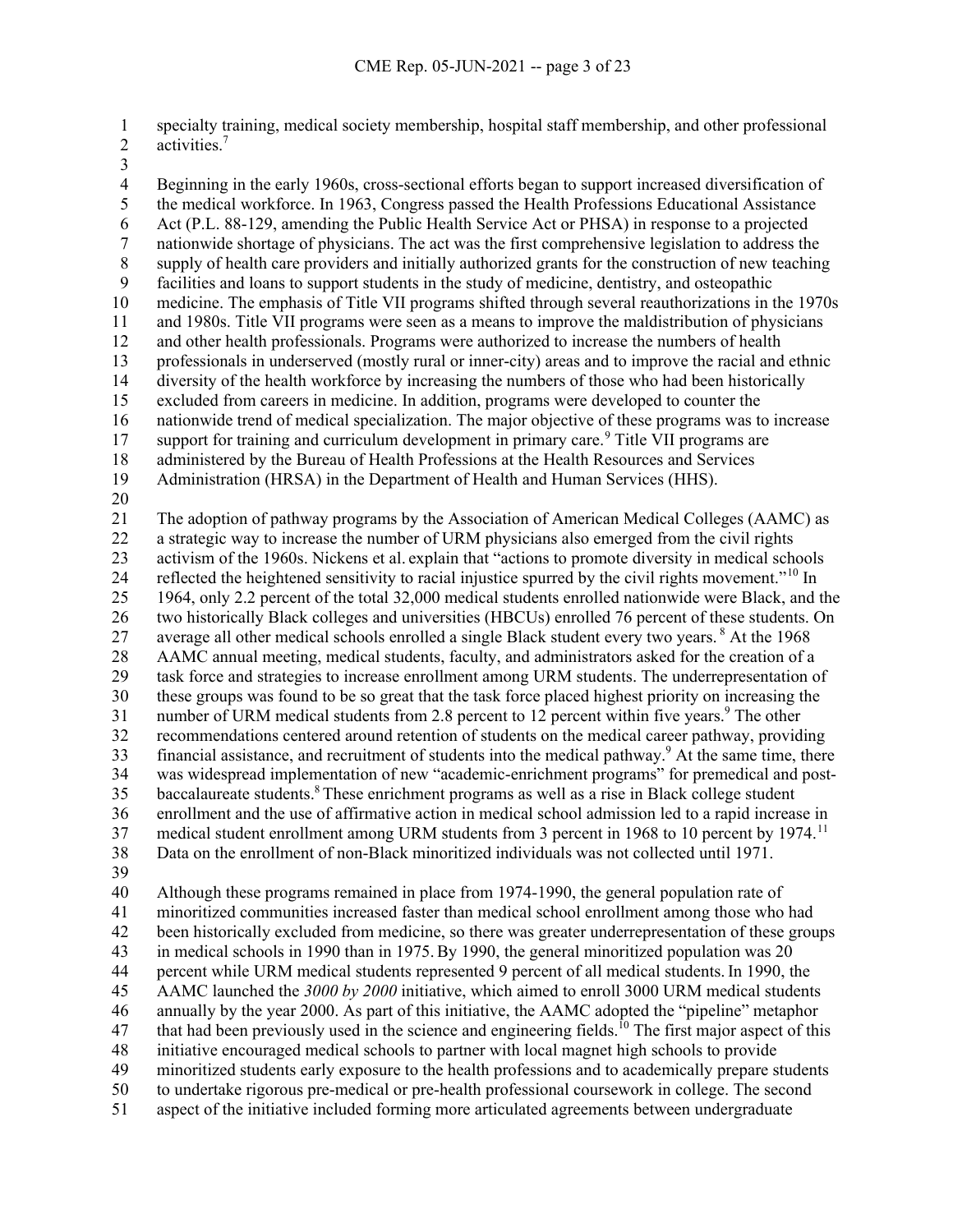specialty training, medical society membership, hospital staff membership, and other professional activities.[7]

Beginning in the early 1960s, cross-sectional efforts began to support increased diversification of the medical workforce. In 1963, Congress passed the Health Professions Educational Assistance Act (P.L. 88-129, amending the Public Health Service Act or PHSA) in response to a projected nationwide shortage of physicians. The act was the first comprehensive legislation to address the supply of health care providers and initially authorized grants for the construction of new teaching facilities and loans to support students in the study of medicine, dentistry, and osteopathic medicine. The emphasis of Title VII programs shifted through several reauthorizations in the 1970s and 1980s. Title VII programs were seen as a means to improve the maldistribution of physicians and other health professionals. Programs were authorized to increase the numbers of health professionals in underserved (mostly rural or inner-city) areas and to improve the racial and ethnic diversity of the health workforce by increasing the numbers of those who had been historically excluded from careers in medicine. In addition, programs were developed to counter the nationwide trend of medical specialization. The major objective of these programs was to increase support for training and curriculum development in primary care.[9] Title VII programs are administered by the Bureau of Health Professions at the Health Resources and Services Administration (HRSA) in the Department of Health and Human Services (HHS).

The adoption of pathway programs by the Association of American Medical Colleges (AAMC) as a strategic way to increase the number of URM physicians also emerged from the civil rights activism of the 1960s. Nickens et al. explain that "actions to promote diversity in medical schools reflected the heightened sensitivity to racial injustice spurred by the civil rights movement."[10] In 1964, only 2.2 percent of the total 32,000 medical students enrolled nationwide were Black, and the two historically Black colleges and universities (HBCUs) enrolled 76 percent of these students. On average all other medical schools enrolled a single Black student every two years.[8] At the 1968 AAMC annual meeting, medical students, faculty, and administrators asked for the creation of a task force and strategies to increase enrollment among URM students. The underrepresentation of these groups was found to be so great that the task force placed highest priority on increasing the number of URM medical students from 2.8 percent to 12 percent within five years.[9] The other recommendations centered around retention of students on the medical career pathway, providing financial assistance, and recruitment of students into the medical pathway.[9] At the same time, there was widespread implementation of new "academic-enrichment programs" for premedical and post-baccalaureate students.[8] These enrichment programs as well as a rise in Black college student enrollment and the use of affirmative action in medical school admission led to a rapid increase in medical student enrollment among URM students from 3 percent in 1968 to 10 percent by 1974.[11] Data on the enrollment of non-Black minoritized individuals was not collected until 1971.

Although these programs remained in place from 1974-1990, the general population rate of minoritized communities increased faster than medical school enrollment among those who had been historically excluded from medicine, so there was greater underrepresentation of these groups in medical schools in 1990 than in 1975. By 1990, the general minoritized population was 20 percent while URM medical students represented 9 percent of all medical students. In 1990, the AAMC launched the *3000 by 2000* initiative, which aimed to enroll 3000 URM medical students annually by the year 2000. As part of this initiative, the AAMC adopted the "pipeline" metaphor that had been previously used in the science and engineering fields.[10] The first major aspect of this initiative encouraged medical schools to partner with local magnet high schools to provide minoritized students early exposure to the health professions and to academically prepare students to undertake rigorous pre-medical or pre-health professional coursework in college. The second aspect of the initiative included forming more articulated agreements between undergraduate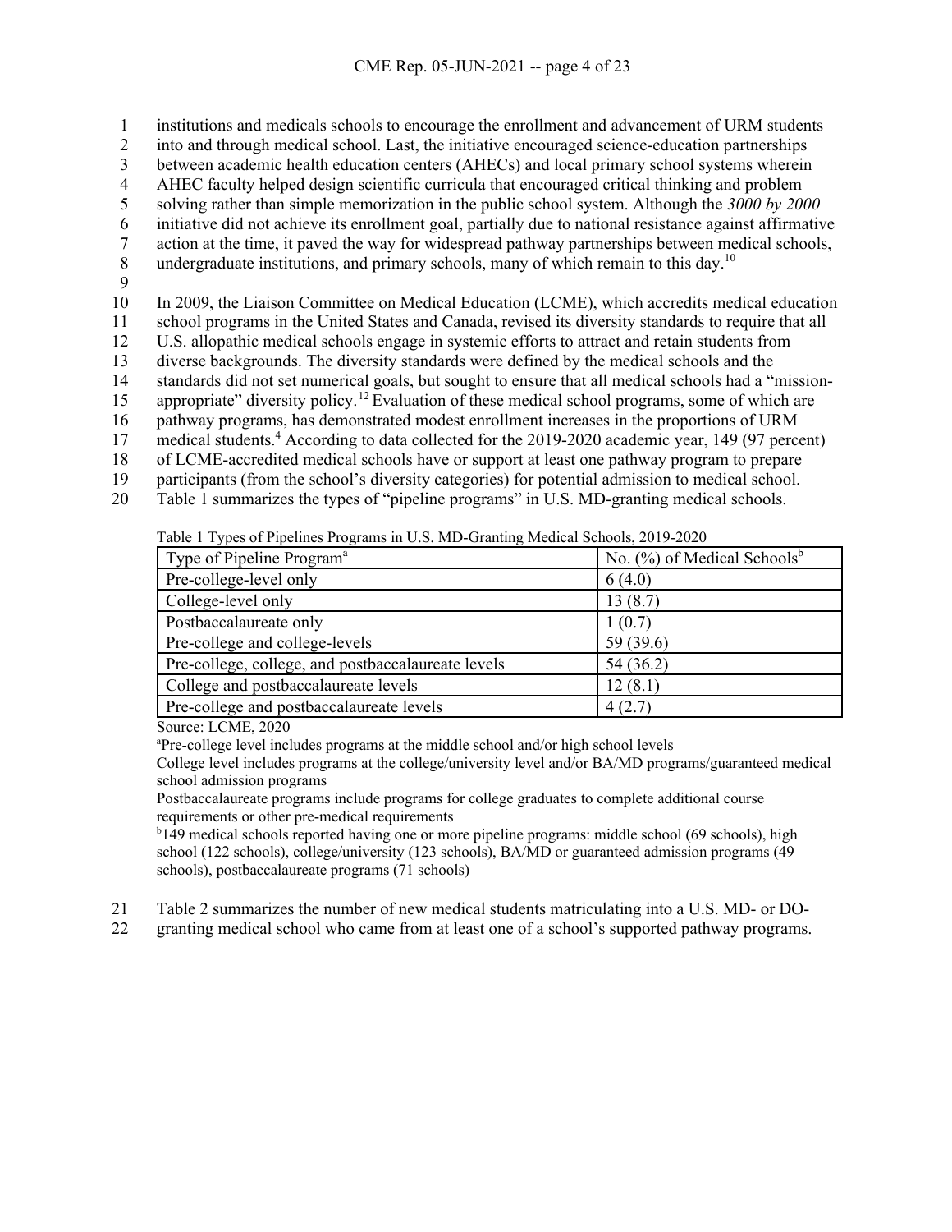institutions and medicals schools to encourage the enrollment and advancement of URM students into and through medical school. Last, the initiative encouraged science-education partnerships between academic health education centers (AHECs) and local primary school systems wherein AHEC faculty helped design scientific curricula that encouraged critical thinking and problem solving rather than simple memorization in the public school system. Although the *3000 by 2000* initiative did not achieve its enrollment goal, partially due to national resistance against affirmative action at the time, it paved the way for widespread pathway partnerships between medical schools, undergraduate institutions, and primary schools, many of which remain to this day.[10]

In 2009, the Liaison Committee on Medical Education (LCME), which accredits medical education school programs in the United States and Canada, revised its diversity standards to require that all U.S. allopathic medical schools engage in systemic efforts to attract and retain students from diverse backgrounds. The diversity standards were defined by the medical schools and the standards did not set numerical goals, but sought to ensure that all medical schools had a "mission-appropriate" diversity policy.[12] Evaluation of these medical school programs, some of which are pathway programs, has demonstrated modest enrollment increases in the proportions of URM medical students.[4] According to data collected for the 2019-2020 academic year, 149 (97 percent) of LCME-accredited medical schools have or support at least one pathway program to prepare participants (from the school's diversity categories) for potential admission to medical school. Table 1 summarizes the types of "pipeline programs" in U.S. MD-granting medical schools.

Table 1 Types of Pipelines Programs in U.S. MD-Granting Medical Schools, 2019-2020

| Type of Pipeline Program[a] | No. (%) of Medical Schools[b] |
|---|---|
| Pre-college-level only | 6 (4.0) |
| College-level only | 13 (8.7) |
| Postbaccalaureate only | 1 (0.7) |
| Pre-college and college-levels | 59 (39.6) |
| Pre-college, college, and postbaccalaureate levels | 54 (36.2) |
| College and postbaccalaureate levels | 12 (8.1) |
| Pre-college and postbaccalaureate levels | 4 (2.7) |

Source: LCME, 2020

[a]Pre-college level includes programs at the middle school and/or high school levels

College level includes programs at the college/university level and/or BA/MD programs/guaranteed medical school admission programs

Postbaccalaureate programs include programs for college graduates to complete additional course requirements or other pre-medical requirements

[b]149 medical schools reported having one or more pipeline programs: middle school (69 schools), high school (122 schools), college/university (123 schools), BA/MD or guaranteed admission programs (49 schools), postbaccalaureate programs (71 schools)

Table 2 summarizes the number of new medical students matriculating into a U.S. MD- or DO-granting medical school who came from at least one of a school's supported pathway programs.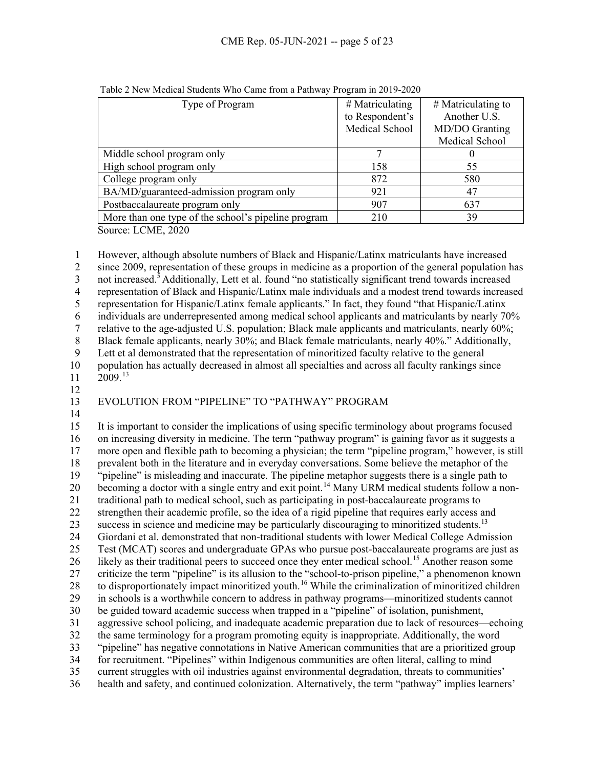Table 2 New Medical Students Who Came from a Pathway Program in 2019-2020

| Type of Program | # Matriculating to Respondent's Medical School | # Matriculating to Another U.S. MD/DO Granting Medical School |
|---|---|---|
| Middle school program only | 7 | 0 |
| High school program only | 158 | 55 |
| College program only | 872 | 580 |
| BA/MD/guaranteed-admission program only | 921 | 47 |
| Postbaccalaureate program only | 907 | 637 |
| More than one type of the school's pipeline program | 210 | 39 |

Source: LCME, 2020

However, although absolute numbers of Black and Hispanic/Latinx matriculants have increased since 2009, representation of these groups in medicine as a proportion of the general population has not increased.[5] Additionally, Lett et al. found "no statistically significant trend towards increased representation of Black and Hispanic/Latinx male individuals and a modest trend towards increased representation for Hispanic/Latinx female applicants." In fact, they found "that Hispanic/Latinx individuals are underrepresented among medical school applicants and matriculants by nearly 70% relative to the age-adjusted U.S. population; Black male applicants and matriculants, nearly 60%; Black female applicants, nearly 30%; and Black female matriculants, nearly 40%." Additionally, Lett et al demonstrated that the representation of minoritized faculty relative to the general population has actually decreased in almost all specialties and across all faculty rankings since 2009.[13]

## EVOLUTION FROM "PIPELINE" TO "PATHWAY" PROGRAM

It is important to consider the implications of using specific terminology about programs focused on increasing diversity in medicine. The term "pathway program" is gaining favor as it suggests a more open and flexible path to becoming a physician; the term "pipeline program," however, is still prevalent both in the literature and in everyday conversations. Some believe the metaphor of the "pipeline" is misleading and inaccurate. The pipeline metaphor suggests there is a single path to becoming a doctor with a single entry and exit point.[14] Many URM medical students follow a non-traditional path to medical school, such as participating in post-baccalaureate programs to strengthen their academic profile, so the idea of a rigid pipeline that requires early access and success in science and medicine may be particularly discouraging to minoritized students.[13] Giordani et al. demonstrated that non-traditional students with lower Medical College Admission Test (MCAT) scores and undergraduate GPAs who pursue post-baccalaureate programs are just as likely as their traditional peers to succeed once they enter medical school.[15] Another reason some criticize the term "pipeline" is its allusion to the "school-to-prison pipeline," a phenomenon known to disproportionately impact minoritized youth.[16] While the criminalization of minoritized children in schools is a worthwhile concern to address in pathway programs—minoritized students cannot be guided toward academic success when trapped in a "pipeline" of isolation, punishment, aggressive school policing, and inadequate academic preparation due to lack of resources—echoing the same terminology for a program promoting equity is inappropriate. Additionally, the word "pipeline" has negative connotations in Native American communities that are a prioritized group for recruitment. "Pipelines" within Indigenous communities are often literal, calling to mind current struggles with oil industries against environmental degradation, threats to communities' health and safety, and continued colonization. Alternatively, the term "pathway" implies learners'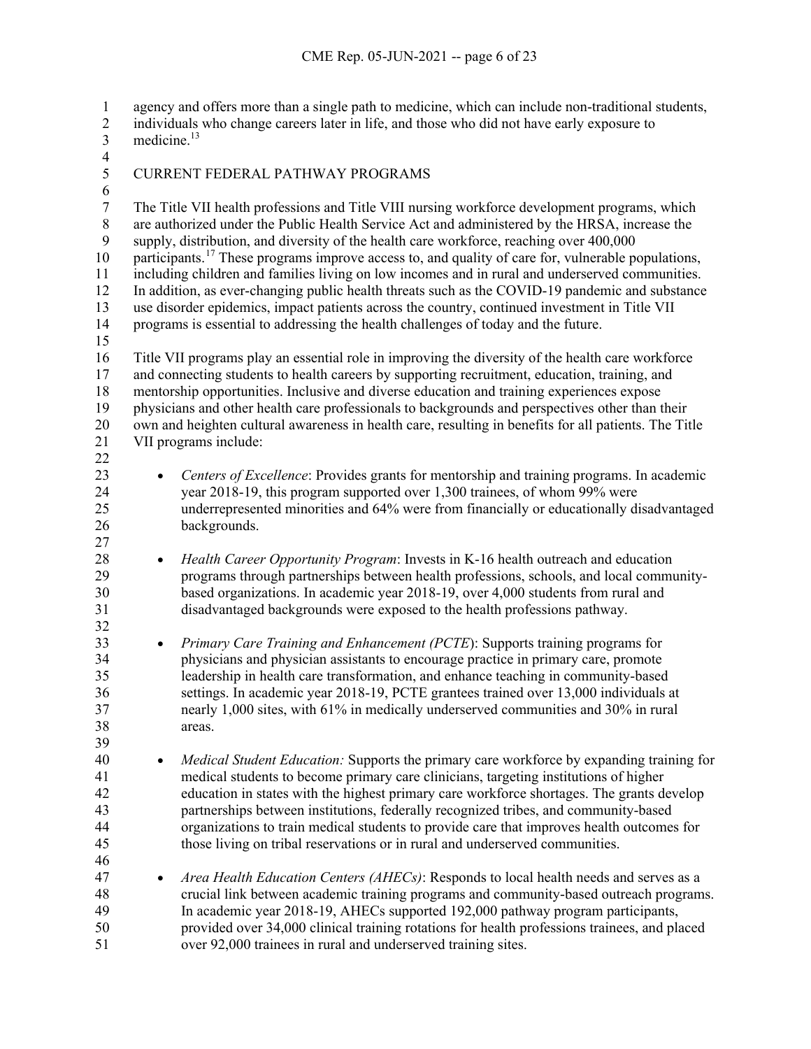agency and offers more than a single path to medicine, which can include non-traditional students, individuals who change careers later in life, and those who did not have early exposure to medicine.[13]

## CURRENT FEDERAL PATHWAY PROGRAMS

The Title VII health professions and Title VIII nursing workforce development programs, which are authorized under the Public Health Service Act and administered by the HRSA, increase the supply, distribution, and diversity of the health care workforce, reaching over 400,000 participants.[17] These programs improve access to, and quality of care for, vulnerable populations, including children and families living on low incomes and in rural and underserved communities. In addition, as ever-changing public health threats such as the COVID-19 pandemic and substance use disorder epidemics, impact patients across the country, continued investment in Title VII programs is essential to addressing the health challenges of today and the future.

Title VII programs play an essential role in improving the diversity of the health care workforce and connecting students to health careers by supporting recruitment, education, training, and mentorship opportunities. Inclusive and diverse education and training experiences expose physicians and other health care professionals to backgrounds and perspectives other than their own and heighten cultural awareness in health care, resulting in benefits for all patients. The Title VII programs include:

- *Centers of Excellence*: Provides grants for mentorship and training programs. In academic year 2018-19, this program supported over 1,300 trainees, of whom 99% were underrepresented minorities and 64% were from financially or educationally disadvantaged backgrounds.

- *Health Career Opportunity Program*: Invests in K-16 health outreach and education programs through partnerships between health professions, schools, and local community-based organizations. In academic year 2018-19, over 4,000 students from rural and disadvantaged backgrounds were exposed to the health professions pathway.

- *Primary Care Training and Enhancement (PCTE*): Supports training programs for physicians and physician assistants to encourage practice in primary care, promote leadership in health care transformation, and enhance teaching in community-based settings. In academic year 2018-19, PCTE grantees trained over 13,000 individuals at nearly 1,000 sites, with 61% in medically underserved communities and 30% in rural areas.

- *Medical Student Education:* Supports the primary care workforce by expanding training for medical students to become primary care clinicians, targeting institutions of higher education in states with the highest primary care workforce shortages. The grants develop partnerships between institutions, federally recognized tribes, and community-based organizations to train medical students to provide care that improves health outcomes for those living on tribal reservations or in rural and underserved communities.

- *Area Health Education Centers (AHECs)*: Responds to local health needs and serves as a crucial link between academic training programs and community-based outreach programs. In academic year 2018-19, AHECs supported 192,000 pathway program participants, provided over 34,000 clinical training rotations for health professions trainees, and placed over 92,000 trainees in rural and underserved training sites.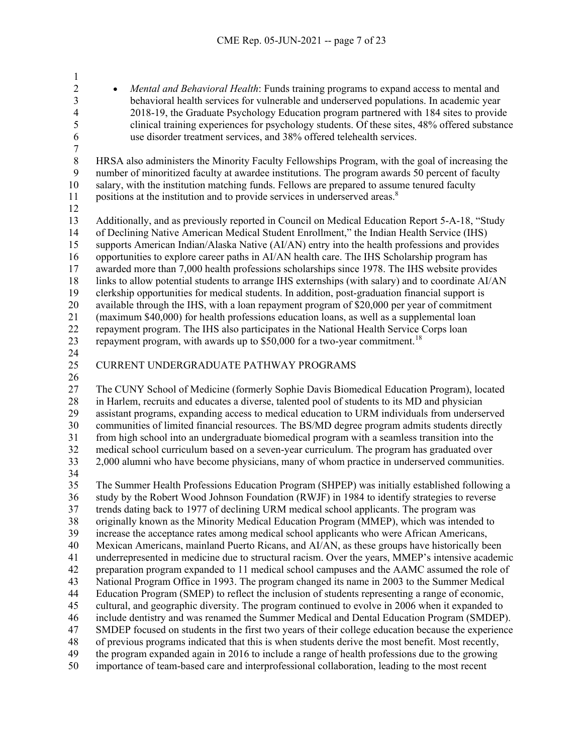- *Mental and Behavioral Health*: Funds training programs to expand access to mental and behavioral health services for vulnerable and underserved populations. In academic year 2018-19, the Graduate Psychology Education program partnered with 184 sites to provide clinical training experiences for psychology students. Of these sites, 48% offered substance use disorder treatment services, and 38% offered telehealth services.

HRSA also administers the Minority Faculty Fellowships Program, with the goal of increasing the number of minoritized faculty at awardee institutions. The program awards 50 percent of faculty salary, with the institution matching funds. Fellows are prepared to assume tenured faculty positions at the institution and to provide services in underserved areas.[8]

Additionally, and as previously reported in Council on Medical Education Report 5-A-18, "Study of Declining Native American Medical Student Enrollment," the Indian Health Service (IHS) supports American Indian/Alaska Native (AI/AN) entry into the health professions and provides opportunities to explore career paths in AI/AN health care. The IHS Scholarship program has awarded more than 7,000 health professions scholarships since 1978. The IHS website provides links to allow potential students to arrange IHS externships (with salary) and to coordinate AI/AN clerkship opportunities for medical students. In addition, post-graduation financial support is available through the IHS, with a loan repayment program of $20,000 per year of commitment (maximum $40,000) for health professions education loans, as well as a supplemental loan repayment program. The IHS also participates in the National Health Service Corps loan repayment program, with awards up to $50,000 for a two-year commitment.[18]

## CURRENT UNDERGRADUATE PATHWAY PROGRAMS

The CUNY School of Medicine (formerly Sophie Davis Biomedical Education Program), located in Harlem, recruits and educates a diverse, talented pool of students to its MD and physician assistant programs, expanding access to medical education to URM individuals from underserved communities of limited financial resources. The BS/MD degree program admits students directly from high school into an undergraduate biomedical program with a seamless transition into the medical school curriculum based on a seven-year curriculum. The program has graduated over 2,000 alumni who have become physicians, many of whom practice in underserved communities.

The Summer Health Professions Education Program (SHPEP) was initially established following a study by the Robert Wood Johnson Foundation (RWJF) in 1984 to identify strategies to reverse trends dating back to 1977 of declining URM medical school applicants. The program was originally known as the Minority Medical Education Program (MMEP), which was intended to increase the acceptance rates among medical school applicants who were African Americans, Mexican Americans, mainland Puerto Ricans, and AI/AN, as these groups have historically been underrepresented in medicine due to structural racism. Over the years, MMEP's intensive academic preparation program expanded to 11 medical school campuses and the AAMC assumed the role of National Program Office in 1993. The program changed its name in 2003 to the Summer Medical Education Program (SMEP) to reflect the inclusion of students representing a range of economic, cultural, and geographic diversity. The program continued to evolve in 2006 when it expanded to include dentistry and was renamed the Summer Medical and Dental Education Program (SMDEP). SMDEP focused on students in the first two years of their college education because the experience of previous programs indicated that this is when students derive the most benefit. Most recently, the program expanded again in 2016 to include a range of health professions due to the growing importance of team-based care and interprofessional collaboration, leading to the most recent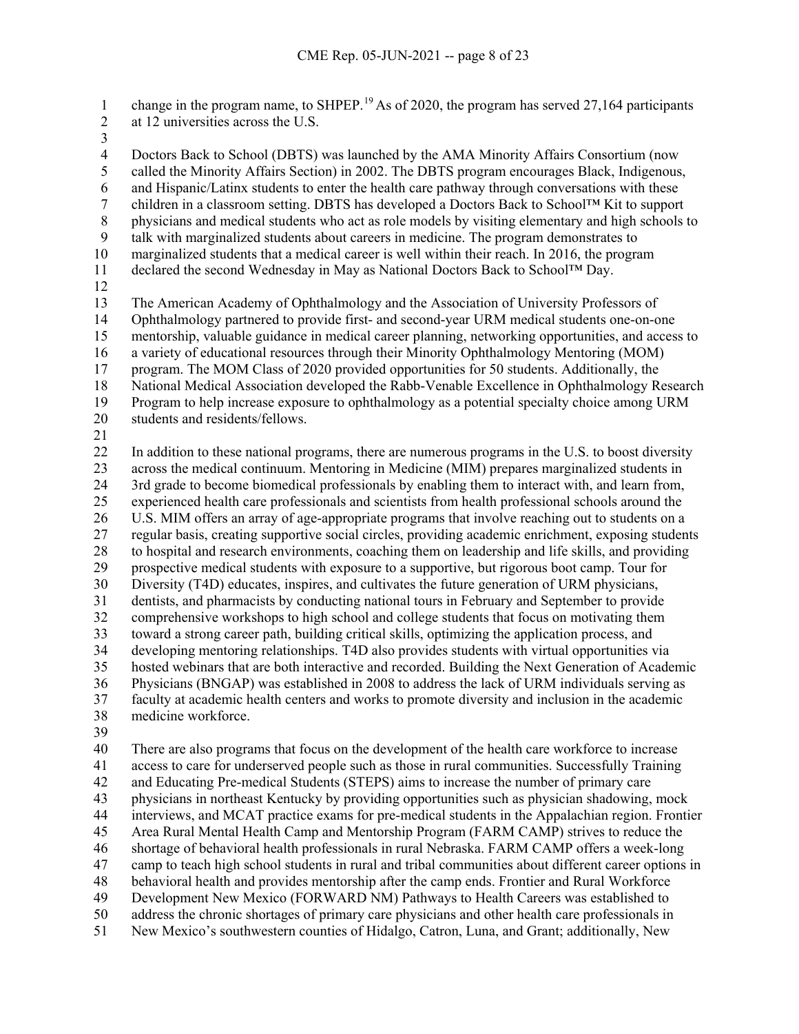change in the program name, to SHPEP.[19] As of 2020, the program has served 27,164 participants at 12 universities across the U.S.

Doctors Back to School (DBTS) was launched by the AMA Minority Affairs Consortium (now called the Minority Affairs Section) in 2002. The DBTS program encourages Black, Indigenous, and Hispanic/Latinx students to enter the health care pathway through conversations with these children in a classroom setting. DBTS has developed a Doctors Back to School™ Kit to support physicians and medical students who act as role models by visiting elementary and high schools to talk with marginalized students about careers in medicine. The program demonstrates to marginalized students that a medical career is well within their reach. In 2016, the program declared the second Wednesday in May as National Doctors Back to School™ Day.

The American Academy of Ophthalmology and the Association of University Professors of Ophthalmology partnered to provide first- and second-year URM medical students one-on-one mentorship, valuable guidance in medical career planning, networking opportunities, and access to a variety of educational resources through their Minority Ophthalmology Mentoring (MOM) program. The MOM Class of 2020 provided opportunities for 50 students. Additionally, the National Medical Association developed the Rabb-Venable Excellence in Ophthalmology Research Program to help increase exposure to ophthalmology as a potential specialty choice among URM students and residents/fellows.

In addition to these national programs, there are numerous programs in the U.S. to boost diversity across the medical continuum. Mentoring in Medicine (MIM) prepares marginalized students in 3rd grade to become biomedical professionals by enabling them to interact with, and learn from, experienced health care professionals and scientists from health professional schools around the U.S. MIM offers an array of age-appropriate programs that involve reaching out to students on a regular basis, creating supportive social circles, providing academic enrichment, exposing students to hospital and research environments, coaching them on leadership and life skills, and providing prospective medical students with exposure to a supportive, but rigorous boot camp. Tour for Diversity (T4D) educates, inspires, and cultivates the future generation of URM physicians, dentists, and pharmacists by conducting national tours in February and September to provide comprehensive workshops to high school and college students that focus on motivating them toward a strong career path, building critical skills, optimizing the application process, and developing mentoring relationships. T4D also provides students with virtual opportunities via hosted webinars that are both interactive and recorded. Building the Next Generation of Academic Physicians (BNGAP) was established in 2008 to address the lack of URM individuals serving as faculty at academic health centers and works to promote diversity and inclusion in the academic medicine workforce.

There are also programs that focus on the development of the health care workforce to increase access to care for underserved people such as those in rural communities. Successfully Training and Educating Pre-medical Students (STEPS) aims to increase the number of primary care physicians in northeast Kentucky by providing opportunities such as physician shadowing, mock interviews, and MCAT practice exams for pre-medical students in the Appalachian region. Frontier Area Rural Mental Health Camp and Mentorship Program (FARM CAMP) strives to reduce the shortage of behavioral health professionals in rural Nebraska. FARM CAMP offers a week-long camp to teach high school students in rural and tribal communities about different career options in behavioral health and provides mentorship after the camp ends. Frontier and Rural Workforce Development New Mexico (FORWARD NM) Pathways to Health Careers was established to address the chronic shortages of primary care physicians and other health care professionals in New Mexico's southwestern counties of Hidalgo, Catron, Luna, and Grant; additionally, New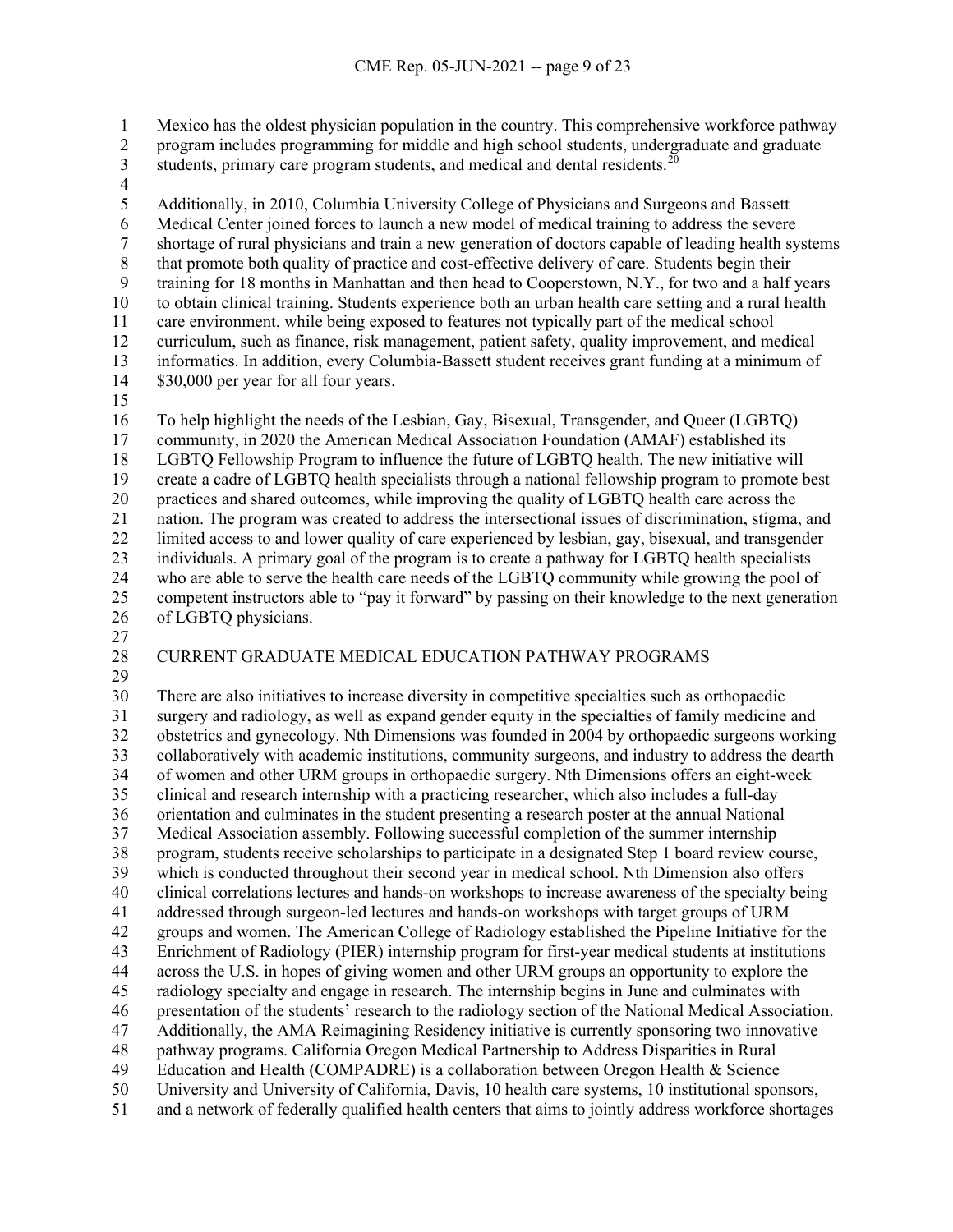Mexico has the oldest physician population in the country. This comprehensive workforce pathway program includes programming for middle and high school students, undergraduate and graduate students, primary care program students, and medical and dental residents.[20]

Additionally, in 2010, Columbia University College of Physicians and Surgeons and Bassett Medical Center joined forces to launch a new model of medical training to address the severe shortage of rural physicians and train a new generation of doctors capable of leading health systems that promote both quality of practice and cost-effective delivery of care. Students begin their training for 18 months in Manhattan and then head to Cooperstown, N.Y., for two and a half years to obtain clinical training. Students experience both an urban health care setting and a rural health care environment, while being exposed to features not typically part of the medical school curriculum, such as finance, risk management, patient safety, quality improvement, and medical informatics. In addition, every Columbia-Bassett student receives grant funding at a minimum of $30,000 per year for all four years.

To help highlight the needs of the Lesbian, Gay, Bisexual, Transgender, and Queer (LGBTQ) community, in 2020 the American Medical Association Foundation (AMAF) established its LGBTQ Fellowship Program to influence the future of LGBTQ health. The new initiative will create a cadre of LGBTQ health specialists through a national fellowship program to promote best practices and shared outcomes, while improving the quality of LGBTQ health care across the nation. The program was created to address the intersectional issues of discrimination, stigma, and limited access to and lower quality of care experienced by lesbian, gay, bisexual, and transgender individuals. A primary goal of the program is to create a pathway for LGBTQ health specialists who are able to serve the health care needs of the LGBTQ community while growing the pool of competent instructors able to "pay it forward" by passing on their knowledge to the next generation of LGBTQ physicians.

## CURRENT GRADUATE MEDICAL EDUCATION PATHWAY PROGRAMS

There are also initiatives to increase diversity in competitive specialties such as orthopaedic surgery and radiology, as well as expand gender equity in the specialties of family medicine and obstetrics and gynecology. Nth Dimensions was founded in 2004 by orthopaedic surgeons working collaboratively with academic institutions, community surgeons, and industry to address the dearth of women and other URM groups in orthopaedic surgery. Nth Dimensions offers an eight-week clinical and research internship with a practicing researcher, which also includes a full-day orientation and culminates in the student presenting a research poster at the annual National Medical Association assembly. Following successful completion of the summer internship program, students receive scholarships to participate in a designated Step 1 board review course, which is conducted throughout their second year in medical school. Nth Dimension also offers clinical correlations lectures and hands-on workshops to increase awareness of the specialty being addressed through surgeon-led lectures and hands-on workshops with target groups of URM groups and women. The American College of Radiology established the Pipeline Initiative for the Enrichment of Radiology (PIER) internship program for first-year medical students at institutions across the U.S. in hopes of giving women and other URM groups an opportunity to explore the radiology specialty and engage in research. The internship begins in June and culminates with presentation of the students' research to the radiology section of the National Medical Association. Additionally, the AMA Reimagining Residency initiative is currently sponsoring two innovative pathway programs. California Oregon Medical Partnership to Address Disparities in Rural Education and Health (COMPADRE) is a collaboration between Oregon Health & Science University and University of California, Davis, 10 health care systems, 10 institutional sponsors, and a network of federally qualified health centers that aims to jointly address workforce shortages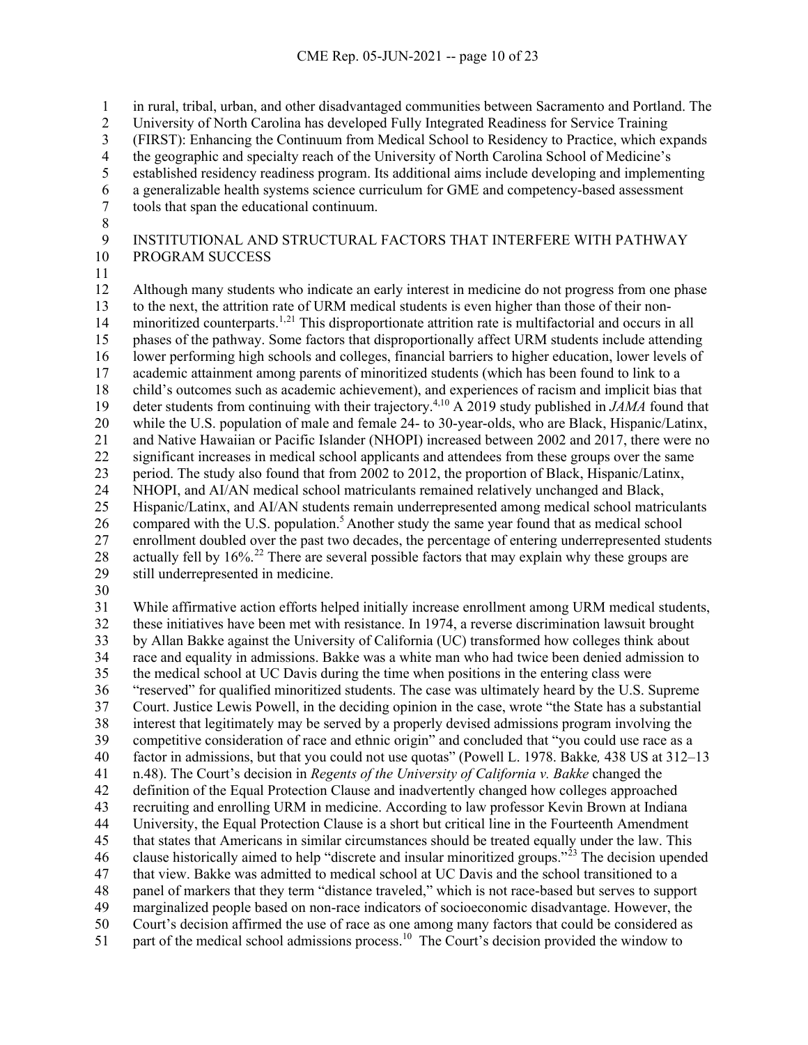in rural, tribal, urban, and other disadvantaged communities between Sacramento and Portland. The University of North Carolina has developed Fully Integrated Readiness for Service Training (FIRST): Enhancing the Continuum from Medical School to Residency to Practice, which expands the geographic and specialty reach of the University of North Carolina School of Medicine's established residency readiness program. Its additional aims include developing and implementing a generalizable health systems science curriculum for GME and competency-based assessment tools that span the educational continuum.

## INSTITUTIONAL AND STRUCTURAL FACTORS THAT INTERFERE WITH PATHWAY PROGRAM SUCCESS

Although many students who indicate an early interest in medicine do not progress from one phase to the next, the attrition rate of URM medical students is even higher than those of their non-minoritized counterparts.[1,21] This disproportionate attrition rate is multifactorial and occurs in all phases of the pathway. Some factors that disproportionally affect URM students include attending lower performing high schools and colleges, financial barriers to higher education, lower levels of academic attainment among parents of minoritized students (which has been found to link to a child's outcomes such as academic achievement), and experiences of racism and implicit bias that deter students from continuing with their trajectory.[4,10] A 2019 study published in *JAMA* found that while the U.S. population of male and female 24- to 30-year-olds, who are Black, Hispanic/Latinx, and Native Hawaiian or Pacific Islander (NHOPI) increased between 2002 and 2017, there were no significant increases in medical school applicants and attendees from these groups over the same period. The study also found that from 2002 to 2012, the proportion of Black, Hispanic/Latinx, NHOPI, and AI/AN medical school matriculants remained relatively unchanged and Black, Hispanic/Latinx, and AI/AN students remain underrepresented among medical school matriculants compared with the U.S. population.[5] Another study the same year found that as medical school enrollment doubled over the past two decades, the percentage of entering underrepresented students actually fell by 16%.[22] There are several possible factors that may explain why these groups are still underrepresented in medicine.

While affirmative action efforts helped initially increase enrollment among URM medical students, these initiatives have been met with resistance. In 1974, a reverse discrimination lawsuit brought by Allan Bakke against the University of California (UC) transformed how colleges think about race and equality in admissions. Bakke was a white man who had twice been denied admission to the medical school at UC Davis during the time when positions in the entering class were "reserved" for qualified minoritized students. The case was ultimately heard by the U.S. Supreme Court. Justice Lewis Powell, in the deciding opinion in the case, wrote "the State has a substantial interest that legitimately may be served by a properly devised admissions program involving the competitive consideration of race and ethnic origin" and concluded that "you could use race as a factor in admissions, but that you could not use quotas" (Powell L. 1978. Bakke*,* 438 US at 312–13 n.48). The Court's decision in *Regents of the University of California v. Bakke* changed the definition of the Equal Protection Clause and inadvertently changed how colleges approached recruiting and enrolling URM in medicine. According to law professor Kevin Brown at Indiana University, the Equal Protection Clause is a short but critical line in the Fourteenth Amendment that states that Americans in similar circumstances should be treated equally under the law. This clause historically aimed to help "discrete and insular minoritized groups."[23] The decision upended that view. Bakke was admitted to medical school at UC Davis and the school transitioned to a panel of markers that they term "distance traveled," which is not race-based but serves to support marginalized people based on non-race indicators of socioeconomic disadvantage. However, the Court's decision affirmed the use of race as one among many factors that could be considered as part of the medical school admissions process.[10] The Court's decision provided the window to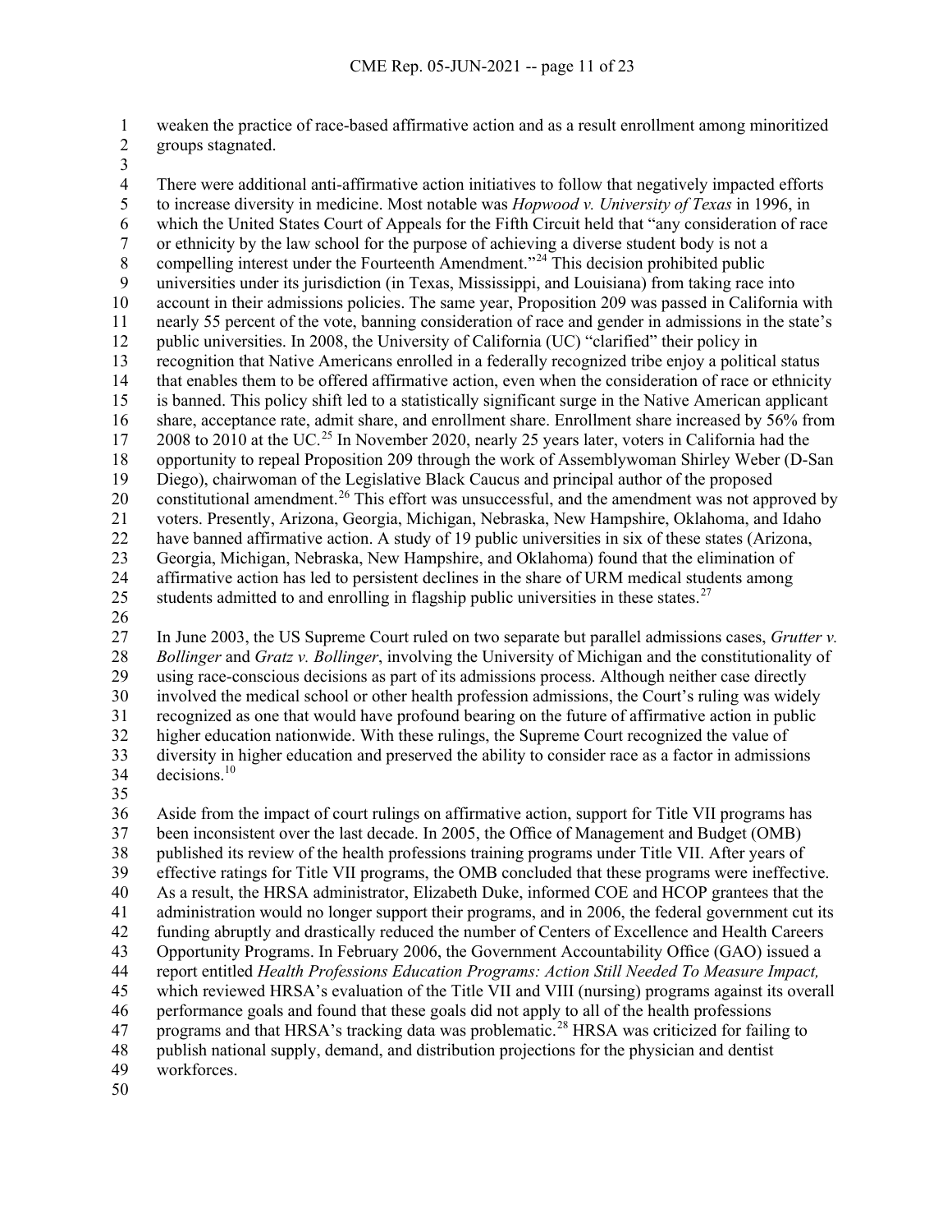weaken the practice of race-based affirmative action and as a result enrollment among minoritized groups stagnated.

There were additional anti-affirmative action initiatives to follow that negatively impacted efforts to increase diversity in medicine. Most notable was *Hopwood v. University of Texas* in 1996, in which the United States Court of Appeals for the Fifth Circuit held that "any consideration of race or ethnicity by the law school for the purpose of achieving a diverse student body is not a compelling interest under the Fourteenth Amendment."[24] This decision prohibited public universities under its jurisdiction (in Texas, Mississippi, and Louisiana) from taking race into account in their admissions policies. The same year, Proposition 209 was passed in California with nearly 55 percent of the vote, banning consideration of race and gender in admissions in the state's public universities. In 2008, the University of California (UC) "clarified" their policy in recognition that Native Americans enrolled in a federally recognized tribe enjoy a political status that enables them to be offered affirmative action, even when the consideration of race or ethnicity is banned. This policy shift led to a statistically significant surge in the Native American applicant share, acceptance rate, admit share, and enrollment share. Enrollment share increased by 56% from 2008 to 2010 at the UC.[25] In November 2020, nearly 25 years later, voters in California had the opportunity to repeal Proposition 209 through the work of Assemblywoman Shirley Weber (D-San Diego), chairwoman of the Legislative Black Caucus and principal author of the proposed constitutional amendment.[26] This effort was unsuccessful, and the amendment was not approved by voters. Presently, Arizona, Georgia, Michigan, Nebraska, New Hampshire, Oklahoma, and Idaho have banned affirmative action. A study of 19 public universities in six of these states (Arizona, Georgia, Michigan, Nebraska, New Hampshire, and Oklahoma) found that the elimination of affirmative action has led to persistent declines in the share of URM medical students among students admitted to and enrolling in flagship public universities in these states.[27]

In June 2003, the US Supreme Court ruled on two separate but parallel admissions cases, *Grutter v. Bollinger* and *Gratz v. Bollinger*, involving the University of Michigan and the constitutionality of using race-conscious decisions as part of its admissions process. Although neither case directly involved the medical school or other health profession admissions, the Court's ruling was widely recognized as one that would have profound bearing on the future of affirmative action in public higher education nationwide. With these rulings, the Supreme Court recognized the value of diversity in higher education and preserved the ability to consider race as a factor in admissions decisions.[10]

Aside from the impact of court rulings on affirmative action, support for Title VII programs has been inconsistent over the last decade. In 2005, the Office of Management and Budget (OMB) published its review of the health professions training programs under Title VII. After years of effective ratings for Title VII programs, the OMB concluded that these programs were ineffective. As a result, the HRSA administrator, Elizabeth Duke, informed COE and HCOP grantees that the administration would no longer support their programs, and in 2006, the federal government cut its funding abruptly and drastically reduced the number of Centers of Excellence and Health Careers Opportunity Programs. In February 2006, the Government Accountability Office (GAO) issued a report entitled *Health Professions Education Programs: Action Still Needed To Measure Impact,* which reviewed HRSA's evaluation of the Title VII and VIII (nursing) programs against its overall performance goals and found that these goals did not apply to all of the health professions programs and that HRSA's tracking data was problematic.[28] HRSA was criticized for failing to publish national supply, demand, and distribution projections for the physician and dentist workforces.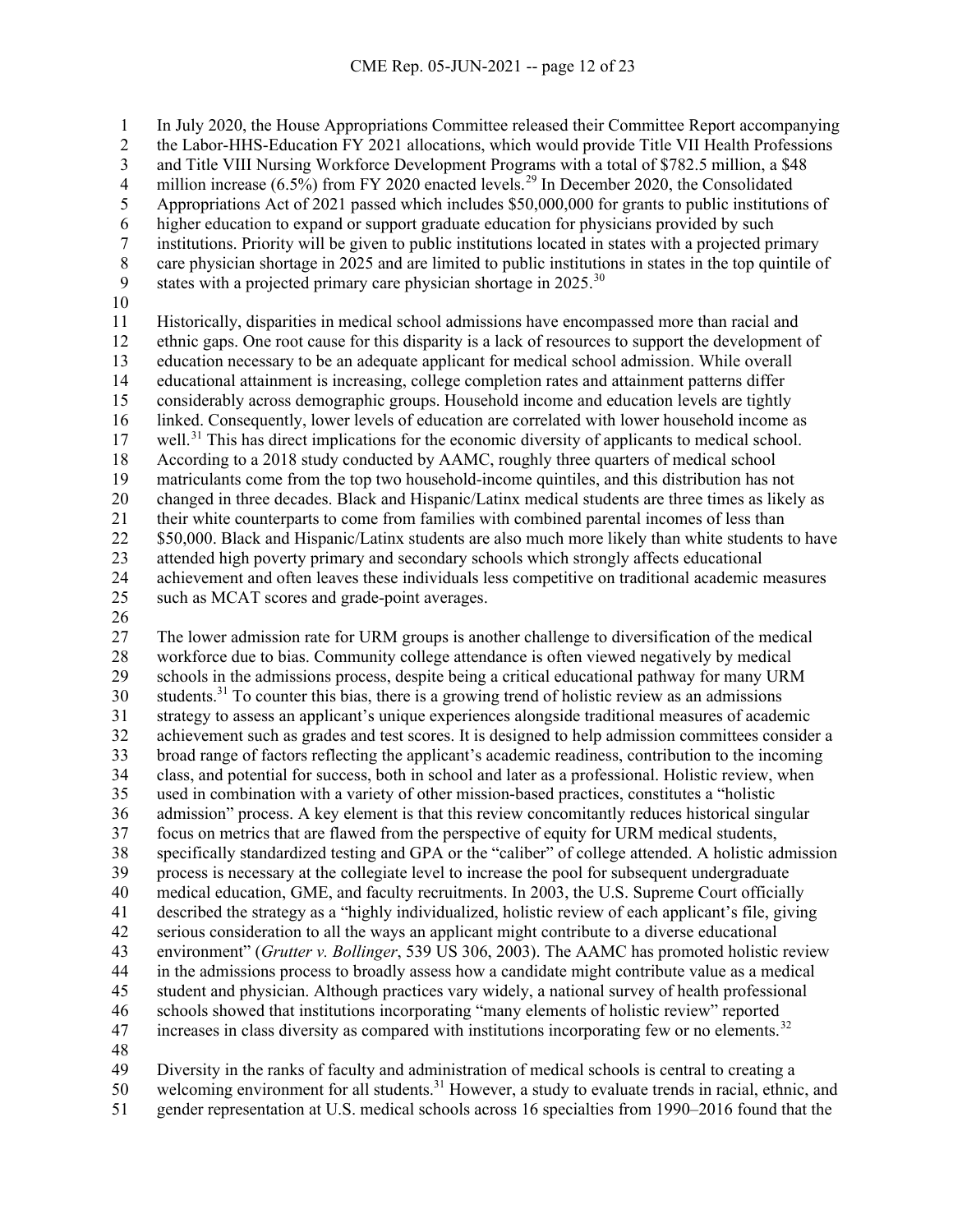In July 2020, the House Appropriations Committee released their Committee Report accompanying the Labor-HHS-Education FY 2021 allocations, which would provide Title VII Health Professions and Title VIII Nursing Workforce Development Programs with a total of $782.5 million, a $48 million increase (6.5%) from FY 2020 enacted levels.[29] In December 2020, the Consolidated Appropriations Act of 2021 passed which includes $50,000,000 for grants to public institutions of higher education to expand or support graduate education for physicians provided by such institutions. Priority will be given to public institutions located in states with a projected primary care physician shortage in 2025 and are limited to public institutions in states in the top quintile of states with a projected primary care physician shortage in 2025.[30]

Historically, disparities in medical school admissions have encompassed more than racial and ethnic gaps. One root cause for this disparity is a lack of resources to support the development of education necessary to be an adequate applicant for medical school admission. While overall educational attainment is increasing, college completion rates and attainment patterns differ considerably across demographic groups. Household income and education levels are tightly linked. Consequently, lower levels of education are correlated with lower household income as well.[31] This has direct implications for the economic diversity of applicants to medical school. According to a 2018 study conducted by AAMC, roughly three quarters of medical school matriculants come from the top two household-income quintiles, and this distribution has not changed in three decades. Black and Hispanic/Latinx medical students are three times as likely as their white counterparts to come from families with combined parental incomes of less than $50,000. Black and Hispanic/Latinx students are also much more likely than white students to have attended high poverty primary and secondary schools which strongly affects educational achievement and often leaves these individuals less competitive on traditional academic measures such as MCAT scores and grade-point averages.

The lower admission rate for URM groups is another challenge to diversification of the medical workforce due to bias. Community college attendance is often viewed negatively by medical schools in the admissions process, despite being a critical educational pathway for many URM students.[31] To counter this bias, there is a growing trend of holistic review as an admissions strategy to assess an applicant's unique experiences alongside traditional measures of academic achievement such as grades and test scores. It is designed to help admission committees consider a broad range of factors reflecting the applicant's academic readiness, contribution to the incoming class, and potential for success, both in school and later as a professional. Holistic review, when used in combination with a variety of other mission-based practices, constitutes a "holistic admission" process. A key element is that this review concomitantly reduces historical singular focus on metrics that are flawed from the perspective of equity for URM medical students, specifically standardized testing and GPA or the "caliber" of college attended. A holistic admission process is necessary at the collegiate level to increase the pool for subsequent undergraduate medical education, GME, and faculty recruitments. In 2003, the U.S. Supreme Court officially described the strategy as a "highly individualized, holistic review of each applicant's file, giving serious consideration to all the ways an applicant might contribute to a diverse educational environment" (*Grutter v. Bollinger*, 539 US 306, 2003). The AAMC has promoted holistic review in the admissions process to broadly assess how a candidate might contribute value as a medical student and physician. Although practices vary widely, a national survey of health professional schools showed that institutions incorporating "many elements of holistic review" reported increases in class diversity as compared with institutions incorporating few or no elements.[32]

Diversity in the ranks of faculty and administration of medical schools is central to creating a welcoming environment for all students.[31] However, a study to evaluate trends in racial, ethnic, and gender representation at U.S. medical schools across 16 specialties from 1990–2016 found that the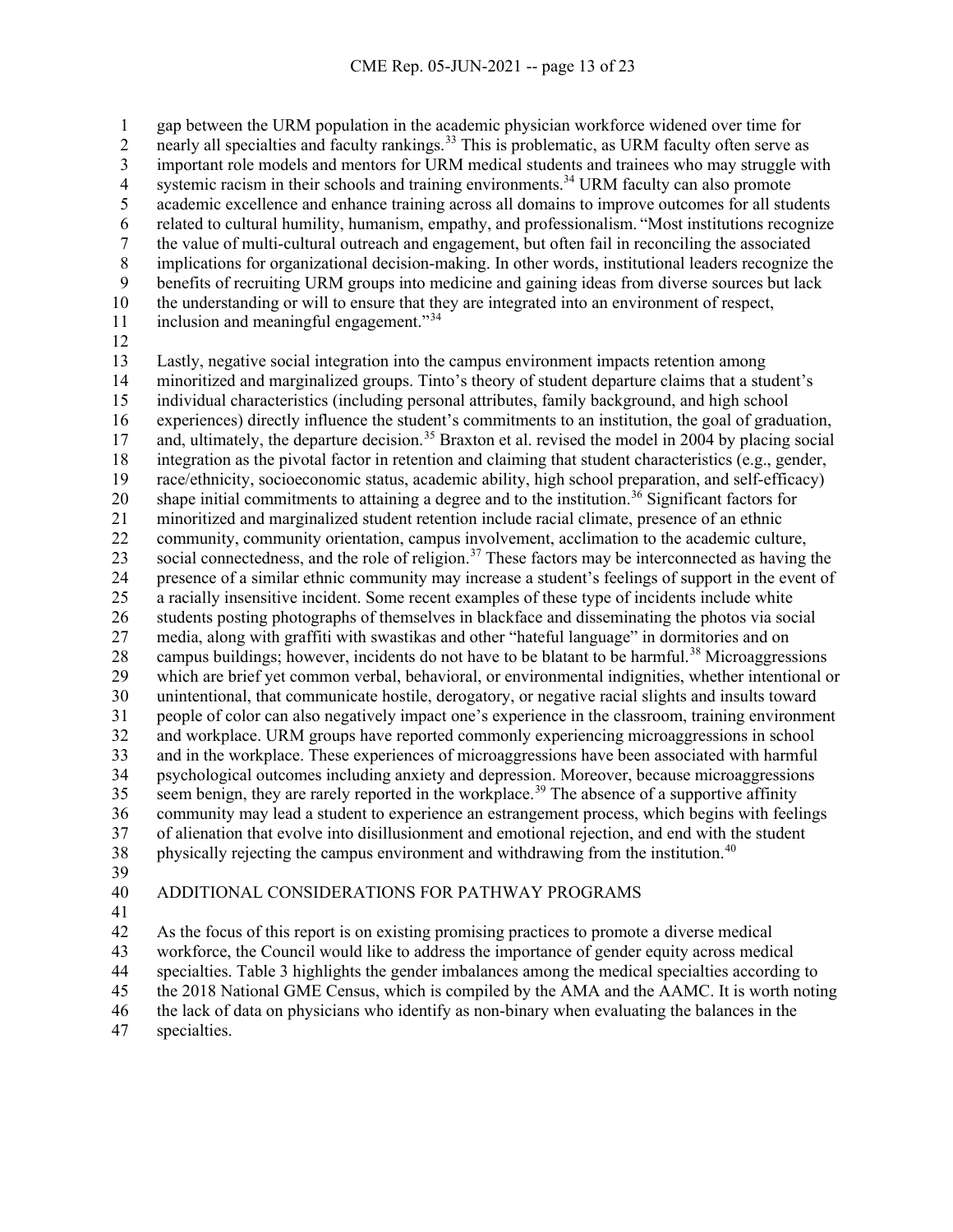gap between the URM population in the academic physician workforce widened over time for nearly all specialties and faculty rankings.[33] This is problematic, as URM faculty often serve as important role models and mentors for URM medical students and trainees who may struggle with systemic racism in their schools and training environments.[34] URM faculty can also promote academic excellence and enhance training across all domains to improve outcomes for all students related to cultural humility, humanism, empathy, and professionalism. "Most institutions recognize the value of multi-cultural outreach and engagement, but often fail in reconciling the associated implications for organizational decision-making. In other words, institutional leaders recognize the benefits of recruiting URM groups into medicine and gaining ideas from diverse sources but lack the understanding or will to ensure that they are integrated into an environment of respect, inclusion and meaningful engagement."[34]

Lastly, negative social integration into the campus environment impacts retention among minoritized and marginalized groups. Tinto's theory of student departure claims that a student's individual characteristics (including personal attributes, family background, and high school experiences) directly influence the student's commitments to an institution, the goal of graduation, and, ultimately, the departure decision.[35] Braxton et al. revised the model in 2004 by placing social integration as the pivotal factor in retention and claiming that student characteristics (e.g., gender, race/ethnicity, socioeconomic status, academic ability, high school preparation, and self-efficacy) shape initial commitments to attaining a degree and to the institution.[36] Significant factors for minoritized and marginalized student retention include racial climate, presence of an ethnic community, community orientation, campus involvement, acclimation to the academic culture, social connectedness, and the role of religion.[37] These factors may be interconnected as having the presence of a similar ethnic community may increase a student's feelings of support in the event of a racially insensitive incident. Some recent examples of these type of incidents include white students posting photographs of themselves in blackface and disseminating the photos via social media, along with graffiti with swastikas and other "hateful language" in dormitories and on campus buildings; however, incidents do not have to be blatant to be harmful.[38] Microaggressions which are brief yet common verbal, behavioral, or environmental indignities, whether intentional or unintentional, that communicate hostile, derogatory, or negative racial slights and insults toward people of color can also negatively impact one's experience in the classroom, training environment and workplace. URM groups have reported commonly experiencing microaggressions in school and in the workplace. These experiences of microaggressions have been associated with harmful psychological outcomes including anxiety and depression. Moreover, because microaggressions seem benign, they are rarely reported in the workplace.[39] The absence of a supportive affinity community may lead a student to experience an estrangement process, which begins with feelings of alienation that evolve into disillusionment and emotional rejection, and end with the student physically rejecting the campus environment and withdrawing from the institution.[40]

## ADDITIONAL CONSIDERATIONS FOR PATHWAY PROGRAMS

As the focus of this report is on existing promising practices to promote a diverse medical workforce, the Council would like to address the importance of gender equity across medical specialties. Table 3 highlights the gender imbalances among the medical specialties according to the 2018 National GME Census, which is compiled by the AMA and the AAMC. It is worth noting the lack of data on physicians who identify as non-binary when evaluating the balances in the specialties.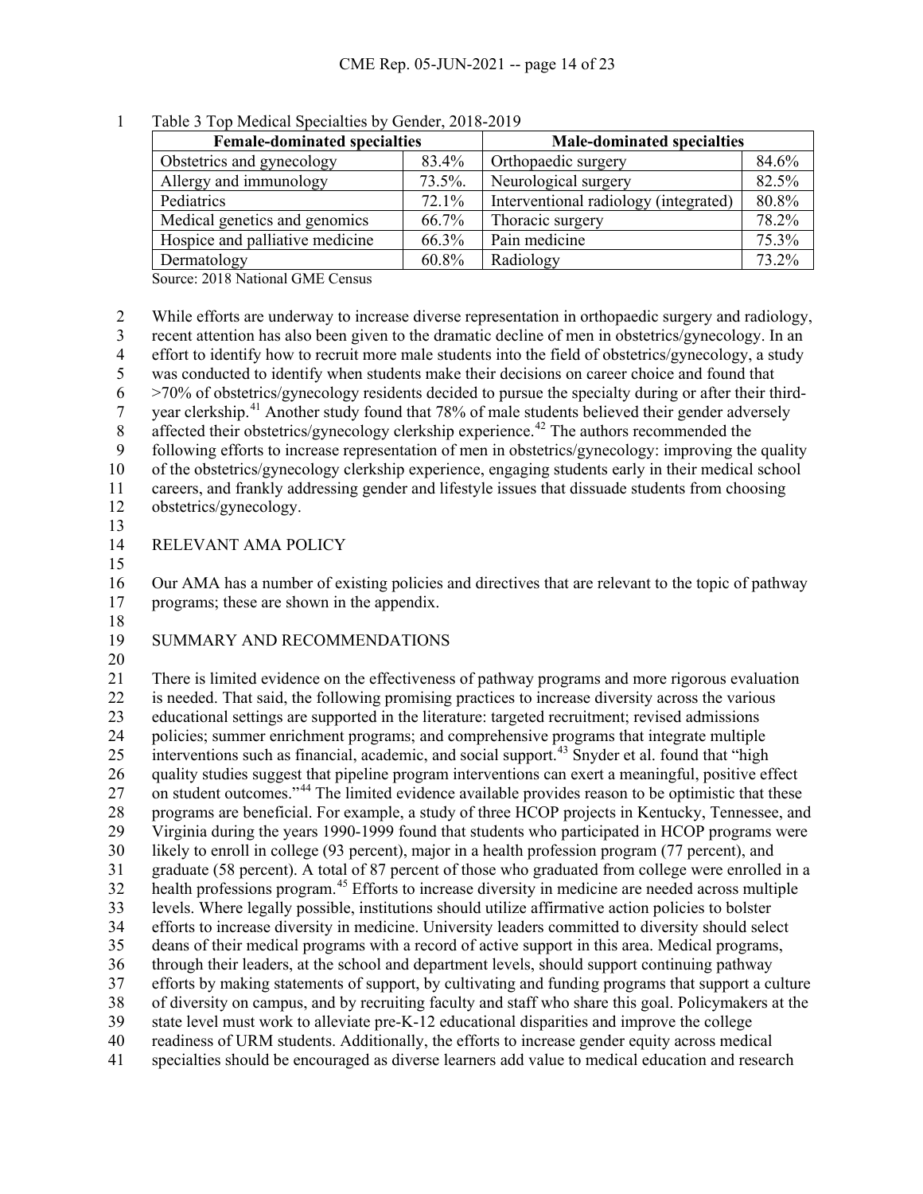Table 3 Top Medical Specialties by Gender, 2018-2019

| Female-dominated specialties | | Male-dominated specialties | |
|---|---|---|---|
| Obstetrics and gynecology | 83.4% | Orthopaedic surgery | 84.6% |
| Allergy and immunology | 73.5%. | Neurological surgery | 82.5% |
| Pediatrics | 72.1% | Interventional radiology (integrated) | 80.8% |
| Medical genetics and genomics | 66.7% | Thoracic surgery | 78.2% |
| Hospice and palliative medicine | 66.3% | Pain medicine | 75.3% |
| Dermatology | 60.8% | Radiology | 73.2% |

Source: 2018 National GME Census

While efforts are underway to increase diverse representation in orthopaedic surgery and radiology, recent attention has also been given to the dramatic decline of men in obstetrics/gynecology. In an effort to identify how to recruit more male students into the field of obstetrics/gynecology, a study was conducted to identify when students make their decisions on career choice and found that >70% of obstetrics/gynecology residents decided to pursue the specialty during or after their third-year clerkship.[41] Another study found that 78% of male students believed their gender adversely affected their obstetrics/gynecology clerkship experience.[42] The authors recommended the following efforts to increase representation of men in obstetrics/gynecology: improving the quality of the obstetrics/gynecology clerkship experience, engaging students early in their medical school careers, and frankly addressing gender and lifestyle issues that dissuade students from choosing obstetrics/gynecology.

## RELEVANT AMA POLICY

Our AMA has a number of existing policies and directives that are relevant to the topic of pathway programs; these are shown in the appendix.

## SUMMARY AND RECOMMENDATIONS

There is limited evidence on the effectiveness of pathway programs and more rigorous evaluation is needed. That said, the following promising practices to increase diversity across the various educational settings are supported in the literature: targeted recruitment; revised admissions policies; summer enrichment programs; and comprehensive programs that integrate multiple interventions such as financial, academic, and social support.[43] Snyder et al. found that "high quality studies suggest that pipeline program interventions can exert a meaningful, positive effect on student outcomes."[44] The limited evidence available provides reason to be optimistic that these programs are beneficial. For example, a study of three HCOP projects in Kentucky, Tennessee, and Virginia during the years 1990-1999 found that students who participated in HCOP programs were likely to enroll in college (93 percent), major in a health profession program (77 percent), and graduate (58 percent). A total of 87 percent of those who graduated from college were enrolled in a health professions program.[45] Efforts to increase diversity in medicine are needed across multiple levels. Where legally possible, institutions should utilize affirmative action policies to bolster efforts to increase diversity in medicine. University leaders committed to diversity should select deans of their medical programs with a record of active support in this area. Medical programs, through their leaders, at the school and department levels, should support continuing pathway efforts by making statements of support, by cultivating and funding programs that support a culture of diversity on campus, and by recruiting faculty and staff who share this goal. Policymakers at the state level must work to alleviate pre-K-12 educational disparities and improve the college readiness of URM students. Additionally, the efforts to increase gender equity across medical specialties should be encouraged as diverse learners add value to medical education and research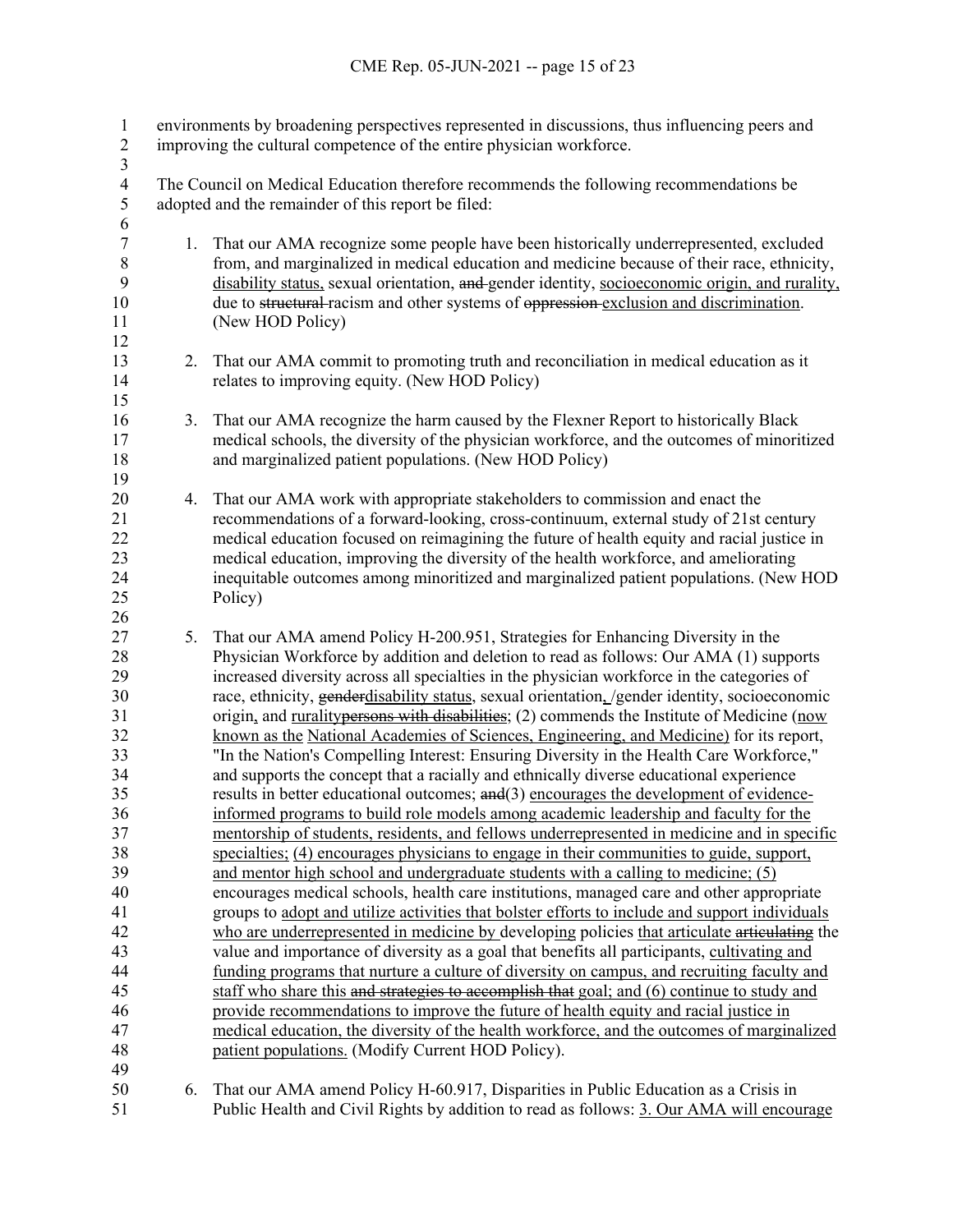environments by broadening perspectives represented in discussions, thus influencing peers and improving the cultural competence of the entire physician workforce.

The Council on Medical Education therefore recommends the following recommendations be adopted and the remainder of this report be filed:

1. That our AMA recognize some people have been historically underrepresented, excluded from, and marginalized in medical education and medicine because of their race, ethnicity, <u>disability status,</u> sexual orientation, ~~and~~ gender identity, <u>socioeconomic origin, and rurality,</u> due to ~~structural~~ racism and other systems of ~~oppression~~ <u>exclusion and discrimination</u>. (New HOD Policy)

2. That our AMA commit to promoting truth and reconciliation in medical education as it relates to improving equity. (New HOD Policy)

3. That our AMA recognize the harm caused by the Flexner Report to historically Black medical schools, the diversity of the physician workforce, and the outcomes of minoritized and marginalized patient populations. (New HOD Policy)

4. That our AMA work with appropriate stakeholders to commission and enact the recommendations of a forward-looking, cross-continuum, external study of 21st century medical education focused on reimagining the future of health equity and racial justice in medical education, improving the diversity of the health workforce, and ameliorating inequitable outcomes among minoritized and marginalized patient populations. (New HOD Policy)

5. That our AMA amend Policy H-200.951, Strategies for Enhancing Diversity in the Physician Workforce by addition and deletion to read as follows: Our AMA (1) supports increased diversity across all specialties in the physician workforce in the categories of race, ethnicity, ~~gender~~<u>disability status</u>, sexual orientation<u>,</u> /gender identity, socioeconomic origin<u>,</u> and <u>rurality</u>~~persons with disabilities~~; (2) commends the Institute of Medicine (<u>now known as the</u> <u>National Academies of Sciences, Engineering, and Medicine)</u> for its report, "In the Nation's Compelling Interest: Ensuring Diversity in the Health Care Workforce," and supports the concept that a racially and ethnically diverse educational experience results in better educational outcomes; ~~and~~(3) <u>encourages the development of evidence-informed programs to build role models among academic leadership and faculty for the mentorship of students, residents, and fellows underrepresented in medicine and in specific specialties; (4) encourages physicians to engage in their communities to guide, support, and mentor high school and undergraduate students with a calling to medicine; (5)</u> encourages medical schools, health care institutions, managed care and other appropriate groups to <u>adopt and utilize activities that bolster efforts to include and support individuals who are underrepresented in medicine by</u> develop<u>ing</u> policies <u>that articulate</u> ~~articulating~~ the value and importance of diversity as a goal that benefits all participants, <u>cultivating and funding programs that nurture a culture of diversity on campus, and recruiting faculty and staff who share this</u> ~~and strategies to accomplish that~~ goal; and (6) <u>continue to study and provide recommendations to improve the future of health equity and racial justice in medical education, the diversity of the health workforce, and the outcomes of marginalized patient populations.</u> (Modify Current HOD Policy).

6. That our AMA amend Policy H-60.917, Disparities in Public Education as a Crisis in Public Health and Civil Rights by addition to read as follows: <u>3. Our AMA will encourage</u>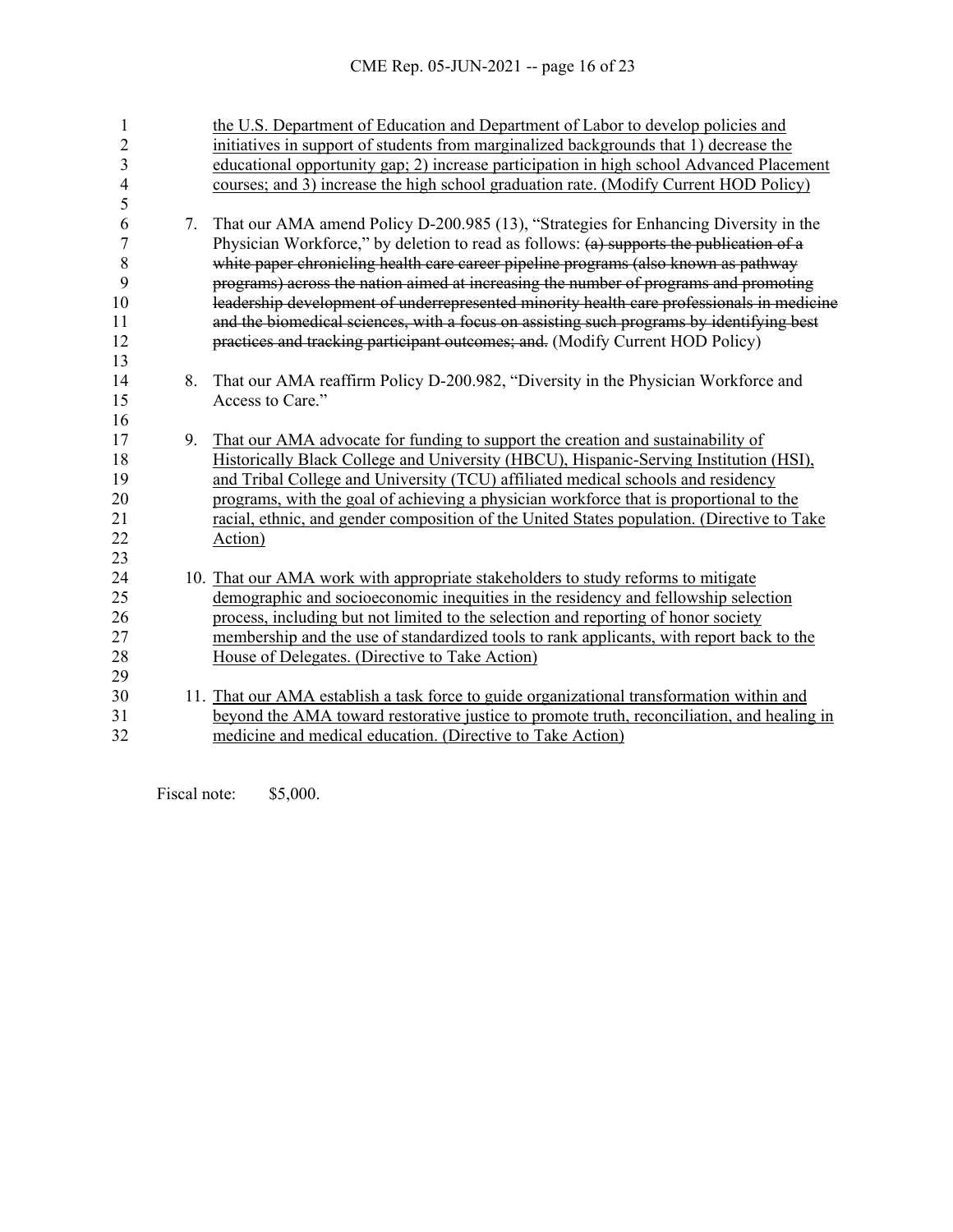the U.S. Department of Education and Department of Labor to develop policies and initiatives in support of students from marginalized backgrounds that 1) decrease the educational opportunity gap; 2) increase participation in high school Advanced Placement courses; and 3) increase the high school graduation rate. (Modify Current HOD Policy)

7. That our AMA amend Policy D-200.985 (13), "Strategies for Enhancing Diversity in the Physician Workforce," by deletion to read as follows: ~~(a) supports the publication of a white paper chronicling health care career pipeline programs (also known as pathway programs) across the nation aimed at increasing the number of programs and promoting leadership development of underrepresented minority health care professionals in medicine and the biomedical sciences, with a focus on assisting such programs by identifying best practices and tracking participant outcomes; and.~~ (Modify Current HOD Policy)

8. That our AMA reaffirm Policy D-200.982, "Diversity in the Physician Workforce and Access to Care."

9. That our AMA advocate for funding to support the creation and sustainability of Historically Black College and University (HBCU), Hispanic-Serving Institution (HSI), and Tribal College and University (TCU) affiliated medical schools and residency programs, with the goal of achieving a physician workforce that is proportional to the racial, ethnic, and gender composition of the United States population. (Directive to Take Action)

10. That our AMA work with appropriate stakeholders to study reforms to mitigate demographic and socioeconomic inequities in the residency and fellowship selection process, including but not limited to the selection and reporting of honor society membership and the use of standardized tools to rank applicants, with report back to the House of Delegates. (Directive to Take Action)

11. That our AMA establish a task force to guide organizational transformation within and beyond the AMA toward restorative justice to promote truth, reconciliation, and healing in medicine and medical education. (Directive to Take Action)

Fiscal note: $5,000.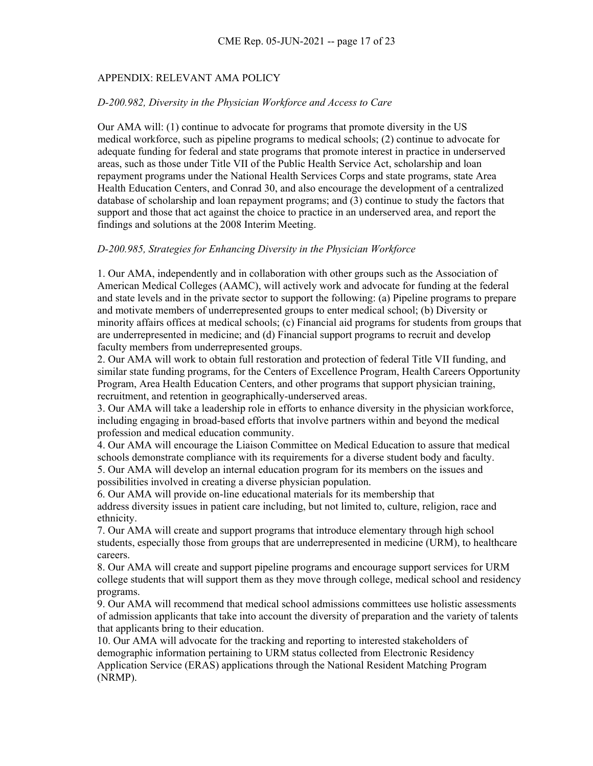## APPENDIX: RELEVANT AMA POLICY

*D-200.982, Diversity in the Physician Workforce and Access to Care*

Our AMA will: (1) continue to advocate for programs that promote diversity in the US medical workforce, such as pipeline programs to medical schools; (2) continue to advocate for adequate funding for federal and state programs that promote interest in practice in underserved areas, such as those under Title VII of the Public Health Service Act, scholarship and loan repayment programs under the National Health Services Corps and state programs, state Area Health Education Centers, and Conrad 30, and also encourage the development of a centralized database of scholarship and loan repayment programs; and (3) continue to study the factors that support and those that act against the choice to practice in an underserved area, and report the findings and solutions at the 2008 Interim Meeting.

*D-200.985, Strategies for Enhancing Diversity in the Physician Workforce*

1. Our AMA, independently and in collaboration with other groups such as the Association of American Medical Colleges (AAMC), will actively work and advocate for funding at the federal and state levels and in the private sector to support the following: (a) Pipeline programs to prepare and motivate members of underrepresented groups to enter medical school; (b) Diversity or minority affairs offices at medical schools; (c) Financial aid programs for students from groups that are underrepresented in medicine; and (d) Financial support programs to recruit and develop faculty members from underrepresented groups.
2. Our AMA will work to obtain full restoration and protection of federal Title VII funding, and similar state funding programs, for the Centers of Excellence Program, Health Careers Opportunity Program, Area Health Education Centers, and other programs that support physician training, recruitment, and retention in geographically-underserved areas.
3. Our AMA will take a leadership role in efforts to enhance diversity in the physician workforce, including engaging in broad-based efforts that involve partners within and beyond the medical profession and medical education community.
4. Our AMA will encourage the Liaison Committee on Medical Education to assure that medical schools demonstrate compliance with its requirements for a diverse student body and faculty.
5. Our AMA will develop an internal education program for its members on the issues and possibilities involved in creating a diverse physician population.
6. Our AMA will provide on-line educational materials for its membership that address diversity issues in patient care including, but not limited to, culture, religion, race and ethnicity.
7. Our AMA will create and support programs that introduce elementary through high school students, especially those from groups that are underrepresented in medicine (URM), to healthcare careers.
8. Our AMA will create and support pipeline programs and encourage support services for URM college students that will support them as they move through college, medical school and residency programs.
9. Our AMA will recommend that medical school admissions committees use holistic assessments of admission applicants that take into account the diversity of preparation and the variety of talents that applicants bring to their education.
10. Our AMA will advocate for the tracking and reporting to interested stakeholders of demographic information pertaining to URM status collected from Electronic Residency Application Service (ERAS) applications through the National Resident Matching Program (NRMP).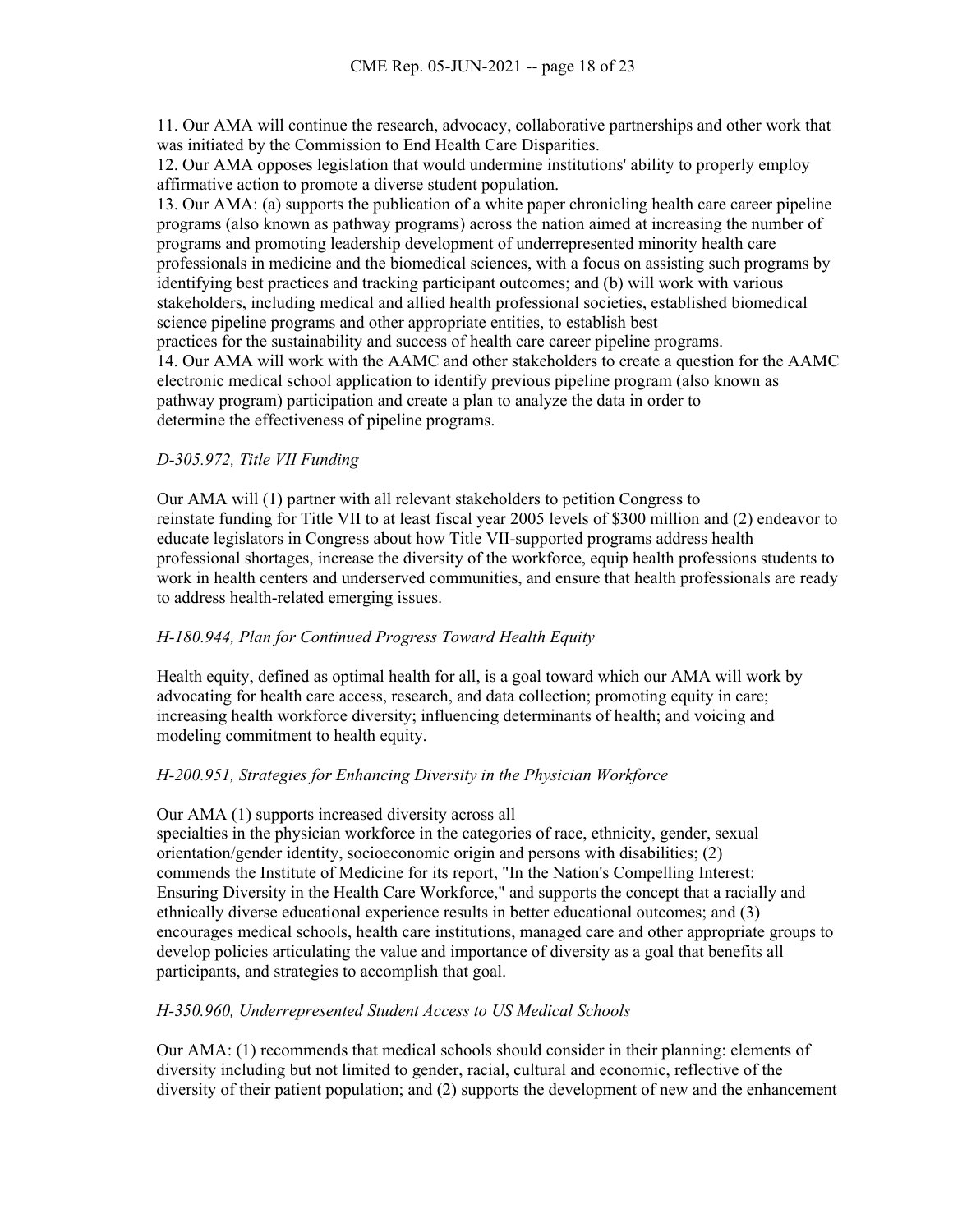11. Our AMA will continue the research, advocacy, collaborative partnerships and other work that was initiated by the Commission to End Health Care Disparities.
12. Our AMA opposes legislation that would undermine institutions' ability to properly employ affirmative action to promote a diverse student population.
13. Our AMA: (a) supports the publication of a white paper chronicling health care career pipeline programs (also known as pathway programs) across the nation aimed at increasing the number of programs and promoting leadership development of underrepresented minority health care professionals in medicine and the biomedical sciences, with a focus on assisting such programs by identifying best practices and tracking participant outcomes; and (b) will work with various stakeholders, including medical and allied health professional societies, established biomedical science pipeline programs and other appropriate entities, to establish best practices for the sustainability and success of health care career pipeline programs.
14. Our AMA will work with the AAMC and other stakeholders to create a question for the AAMC electronic medical school application to identify previous pipeline program (also known as pathway program) participation and create a plan to analyze the data in order to determine the effectiveness of pipeline programs.

*D-305.972, Title VII Funding*

Our AMA will (1) partner with all relevant stakeholders to petition Congress to reinstate funding for Title VII to at least fiscal year 2005 levels of $300 million and (2) endeavor to educate legislators in Congress about how Title VII-supported programs address health professional shortages, increase the diversity of the workforce, equip health professions students to work in health centers and underserved communities, and ensure that health professionals are ready to address health-related emerging issues.

*H-180.944, Plan for Continued Progress Toward Health Equity*

Health equity, defined as optimal health for all, is a goal toward which our AMA will work by advocating for health care access, research, and data collection; promoting equity in care; increasing health workforce diversity; influencing determinants of health; and voicing and modeling commitment to health equity.

*H-200.951, Strategies for Enhancing Diversity in the Physician Workforce*

Our AMA (1) supports increased diversity across all specialties in the physician workforce in the categories of race, ethnicity, gender, sexual orientation/gender identity, socioeconomic origin and persons with disabilities; (2) commends the Institute of Medicine for its report, "In the Nation's Compelling Interest: Ensuring Diversity in the Health Care Workforce," and supports the concept that a racially and ethnically diverse educational experience results in better educational outcomes; and (3) encourages medical schools, health care institutions, managed care and other appropriate groups to develop policies articulating the value and importance of diversity as a goal that benefits all participants, and strategies to accomplish that goal.

*H-350.960, Underrepresented Student Access to US Medical Schools*

Our AMA: (1) recommends that medical schools should consider in their planning: elements of diversity including but not limited to gender, racial, cultural and economic, reflective of the diversity of their patient population; and (2) supports the development of new and the enhancement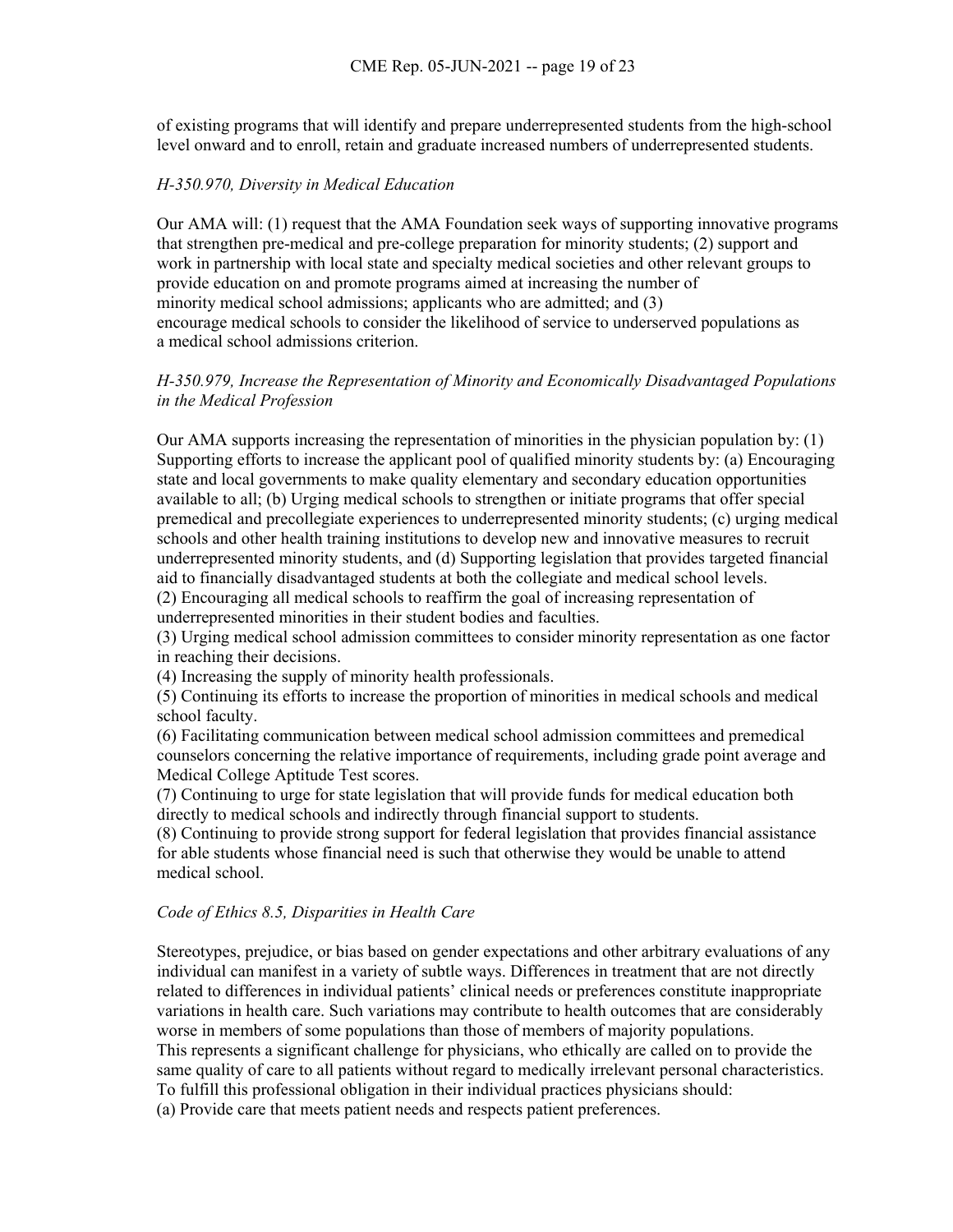of existing programs that will identify and prepare underrepresented students from the high-school level onward and to enroll, retain and graduate increased numbers of underrepresented students.

*H-350.970, Diversity in Medical Education*

Our AMA will: (1) request that the AMA Foundation seek ways of supporting innovative programs that strengthen pre-medical and pre-college preparation for minority students; (2) support and work in partnership with local state and specialty medical societies and other relevant groups to provide education on and promote programs aimed at increasing the number of minority medical school admissions; applicants who are admitted; and (3) encourage medical schools to consider the likelihood of service to underserved populations as a medical school admissions criterion.

*H-350.979, Increase the Representation of Minority and Economically Disadvantaged Populations in the Medical Profession*

Our AMA supports increasing the representation of minorities in the physician population by: (1) Supporting efforts to increase the applicant pool of qualified minority students by: (a) Encouraging state and local governments to make quality elementary and secondary education opportunities available to all; (b) Urging medical schools to strengthen or initiate programs that offer special premedical and precollegiate experiences to underrepresented minority students; (c) urging medical schools and other health training institutions to develop new and innovative measures to recruit underrepresented minority students, and (d) Supporting legislation that provides targeted financial aid to financially disadvantaged students at both the collegiate and medical school levels.
(2) Encouraging all medical schools to reaffirm the goal of increasing representation of underrepresented minorities in their student bodies and faculties.
(3) Urging medical school admission committees to consider minority representation as one factor in reaching their decisions.
(4) Increasing the supply of minority health professionals.
(5) Continuing its efforts to increase the proportion of minorities in medical schools and medical school faculty.
(6) Facilitating communication between medical school admission committees and premedical counselors concerning the relative importance of requirements, including grade point average and Medical College Aptitude Test scores.
(7) Continuing to urge for state legislation that will provide funds for medical education both directly to medical schools and indirectly through financial support to students.
(8) Continuing to provide strong support for federal legislation that provides financial assistance for able students whose financial need is such that otherwise they would be unable to attend medical school.

*Code of Ethics 8.5, Disparities in Health Care*

Stereotypes, prejudice, or bias based on gender expectations and other arbitrary evaluations of any individual can manifest in a variety of subtle ways. Differences in treatment that are not directly related to differences in individual patients' clinical needs or preferences constitute inappropriate variations in health care. Such variations may contribute to health outcomes that are considerably worse in members of some populations than those of members of majority populations.
This represents a significant challenge for physicians, who ethically are called on to provide the same quality of care to all patients without regard to medically irrelevant personal characteristics.
To fulfill this professional obligation in their individual practices physicians should:
(a) Provide care that meets patient needs and respects patient preferences.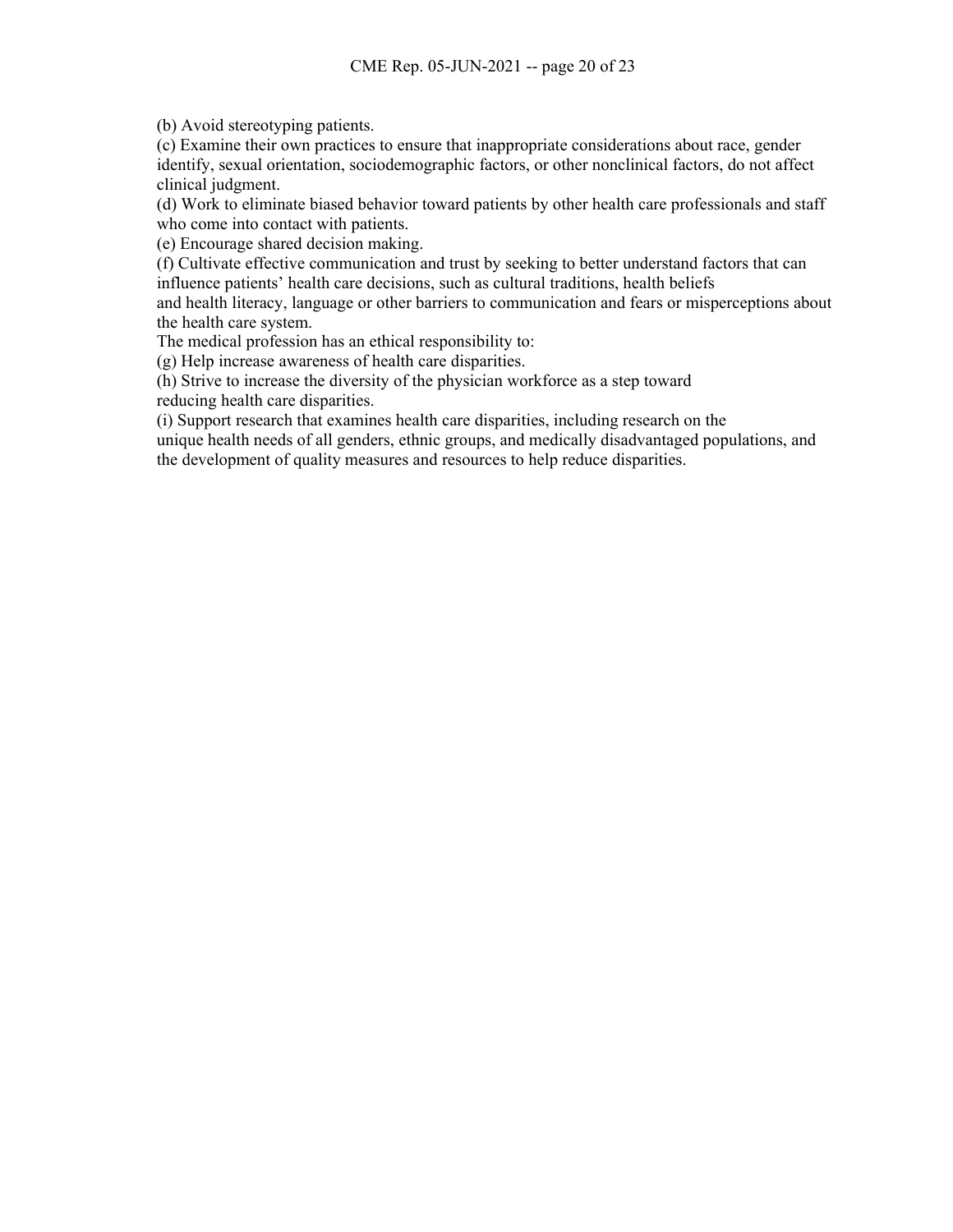(b) Avoid stereotyping patients.
(c) Examine their own practices to ensure that inappropriate considerations about race, gender identify, sexual orientation, sociodemographic factors, or other nonclinical factors, do not affect clinical judgment.
(d) Work to eliminate biased behavior toward patients by other health care professionals and staff who come into contact with patients.
(e) Encourage shared decision making.
(f) Cultivate effective communication and trust by seeking to better understand factors that can influence patients' health care decisions, such as cultural traditions, health beliefs and health literacy, language or other barriers to communication and fears or misperceptions about the health care system.
The medical profession has an ethical responsibility to:
(g) Help increase awareness of health care disparities.
(h) Strive to increase the diversity of the physician workforce as a step toward reducing health care disparities.
(i) Support research that examines health care disparities, including research on the unique health needs of all genders, ethnic groups, and medically disadvantaged populations, and the development of quality measures and resources to help reduce disparities.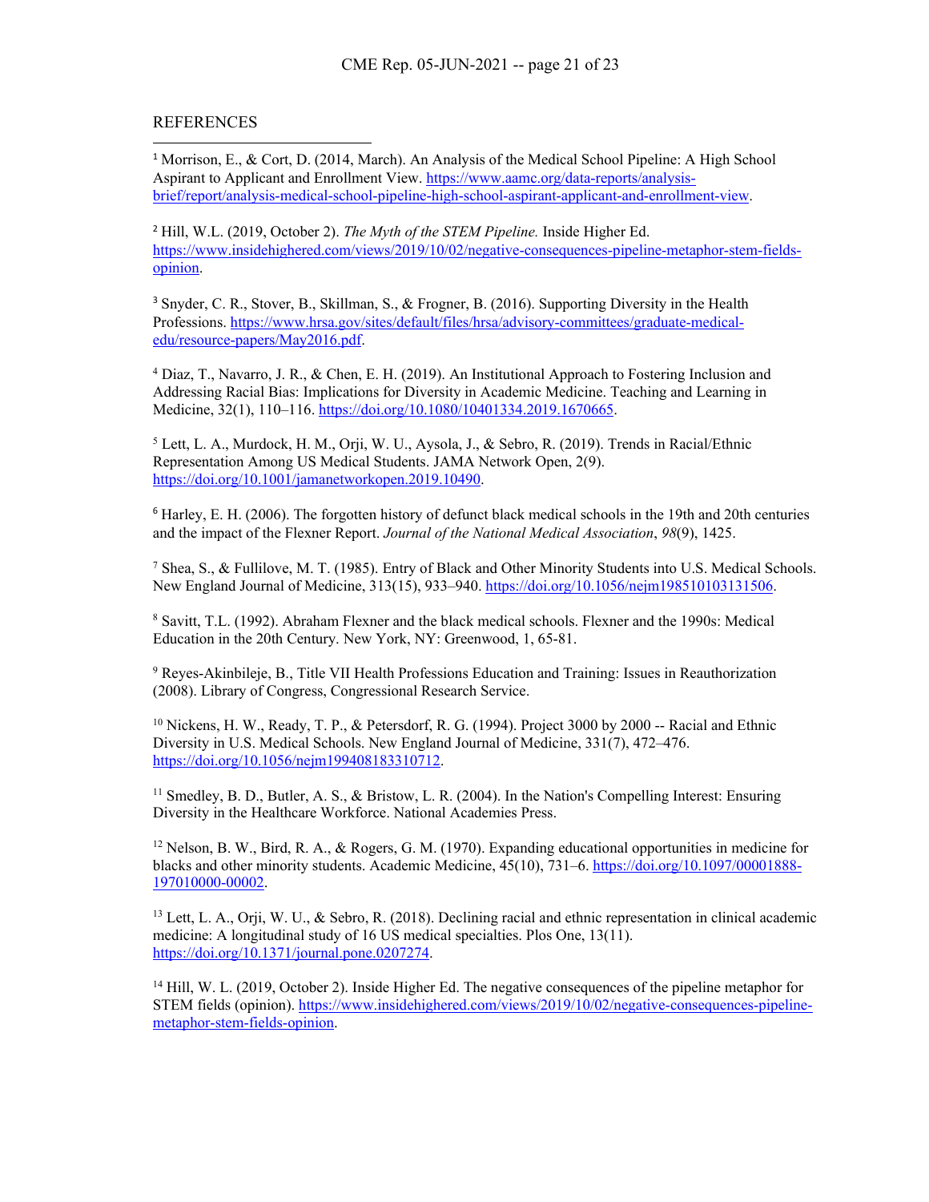REFERENCES

[1] Morrison, E., & Cort, D. (2014, March). An Analysis of the Medical School Pipeline: A High School Aspirant to Applicant and Enrollment View. https://www.aamc.org/data-reports/analysis-brief/report/analysis-medical-school-pipeline-high-school-aspirant-applicant-and-enrollment-view.

[2] Hill, W.L. (2019, October 2). *The Myth of the STEM Pipeline.* Inside Higher Ed. https://www.insidehighered.com/views/2019/10/02/negative-consequences-pipeline-metaphor-stem-fields-opinion.

[3] Snyder, C. R., Stover, B., Skillman, S., & Frogner, B. (2016). Supporting Diversity in the Health Professions. https://www.hrsa.gov/sites/default/files/hrsa/advisory-committees/graduate-medical-edu/resource-papers/May2016.pdf.

[4] Diaz, T., Navarro, J. R., & Chen, E. H. (2019). An Institutional Approach to Fostering Inclusion and Addressing Racial Bias: Implications for Diversity in Academic Medicine. Teaching and Learning in Medicine, 32(1), 110–116. https://doi.org/10.1080/10401334.2019.1670665.

[5] Lett, L. A., Murdock, H. M., Orji, W. U., Aysola, J., & Sebro, R. (2019). Trends in Racial/Ethnic Representation Among US Medical Students. JAMA Network Open, 2(9). https://doi.org/10.1001/jamanetworkopen.2019.10490.

[6] Harley, E. H. (2006). The forgotten history of defunct black medical schools in the 19th and 20th centuries and the impact of the Flexner Report. *Journal of the National Medical Association*, *98*(9), 1425.

[7] Shea, S., & Fullilove, M. T. (1985). Entry of Black and Other Minority Students into U.S. Medical Schools. New England Journal of Medicine, 313(15), 933–940. https://doi.org/10.1056/nejm198510103131506.

[8] Savitt, T.L. (1992). Abraham Flexner and the black medical schools. Flexner and the 1990s: Medical Education in the 20th Century. New York, NY: Greenwood, 1, 65-81.

[9] Reyes-Akinbileje, B., Title VII Health Professions Education and Training: Issues in Reauthorization (2008). Library of Congress, Congressional Research Service.

[10] Nickens, H. W., Ready, T. P., & Petersdorf, R. G. (1994). Project 3000 by 2000 -- Racial and Ethnic Diversity in U.S. Medical Schools. New England Journal of Medicine, 331(7), 472–476. https://doi.org/10.1056/nejm199408183310712.

[11] Smedley, B. D., Butler, A. S., & Bristow, L. R. (2004). In the Nation's Compelling Interest: Ensuring Diversity in the Healthcare Workforce. National Academies Press.

[12] Nelson, B. W., Bird, R. A., & Rogers, G. M. (1970). Expanding educational opportunities in medicine for blacks and other minority students. Academic Medicine, 45(10), 731–6. https://doi.org/10.1097/00001888-197010000-00002.

[13] Lett, L. A., Orji, W. U., & Sebro, R. (2018). Declining racial and ethnic representation in clinical academic medicine: A longitudinal study of 16 US medical specialties. Plos One, 13(11). https://doi.org/10.1371/journal.pone.0207274.

[14] Hill, W. L. (2019, October 2). Inside Higher Ed. The negative consequences of the pipeline metaphor for STEM fields (opinion). https://www.insidehighered.com/views/2019/10/02/negative-consequences-pipeline-metaphor-stem-fields-opinion.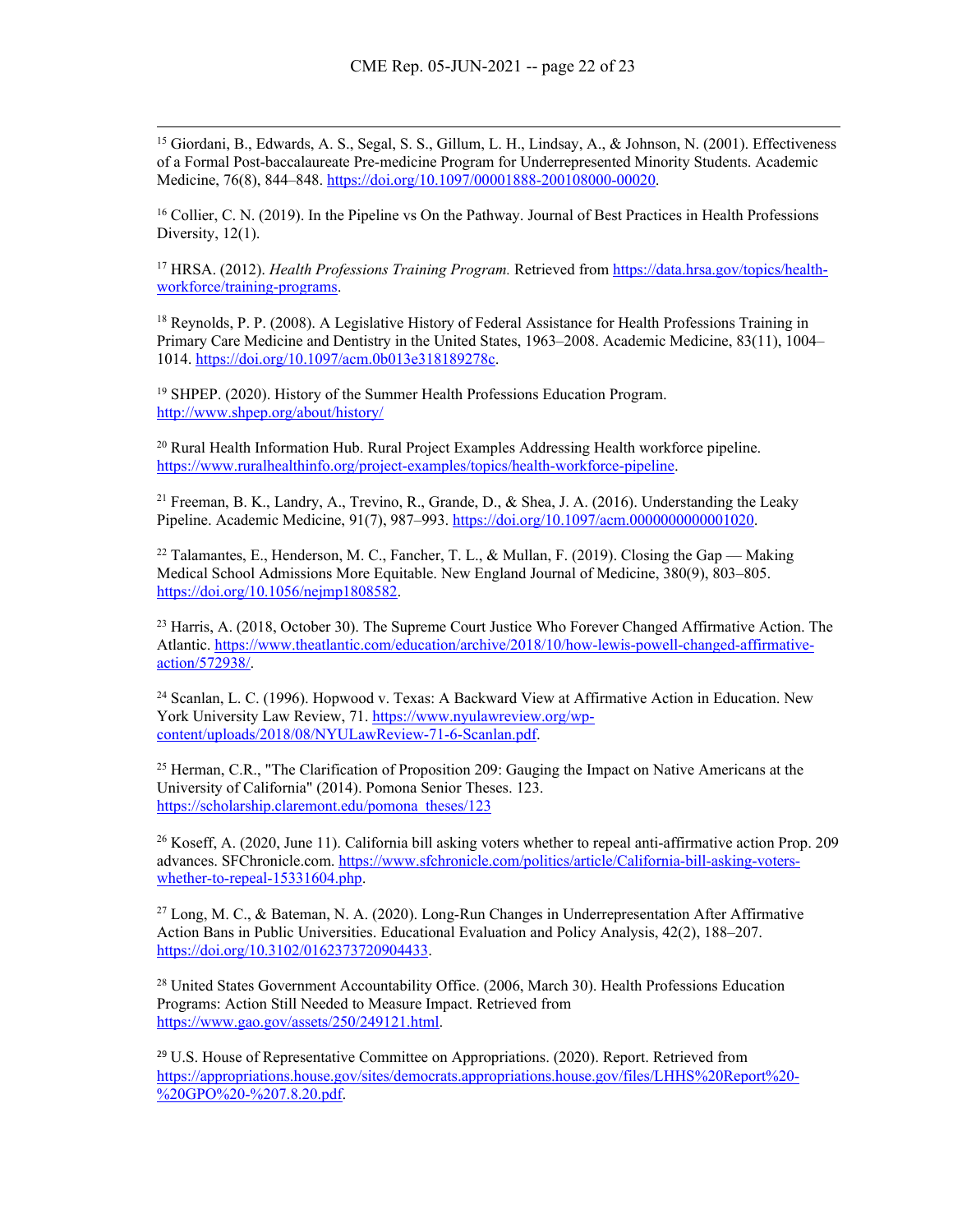[15] Giordani, B., Edwards, A. S., Segal, S. S., Gillum, L. H., Lindsay, A., & Johnson, N. (2001). Effectiveness of a Formal Post-baccalaureate Pre-medicine Program for Underrepresented Minority Students. Academic Medicine, 76(8), 844–848. https://doi.org/10.1097/00001888-200108000-00020.

[16] Collier, C. N. (2019). In the Pipeline vs On the Pathway. Journal of Best Practices in Health Professions Diversity, 12(1).

[17] HRSA. (2012). *Health Professions Training Program.* Retrieved from https://data.hrsa.gov/topics/health-workforce/training-programs.

[18] Reynolds, P. P. (2008). A Legislative History of Federal Assistance for Health Professions Training in Primary Care Medicine and Dentistry in the United States, 1963–2008. Academic Medicine, 83(11), 1004–1014. https://doi.org/10.1097/acm.0b013e318189278c.

[19] SHPEP. (2020). History of the Summer Health Professions Education Program. http://www.shpep.org/about/history/

[20] Rural Health Information Hub. Rural Project Examples Addressing Health workforce pipeline. https://www.ruralhealthinfo.org/project-examples/topics/health-workforce-pipeline.

[21] Freeman, B. K., Landry, A., Trevino, R., Grande, D., & Shea, J. A. (2016). Understanding the Leaky Pipeline. Academic Medicine, 91(7), 987–993. https://doi.org/10.1097/acm.0000000000001020.

[22] Talamantes, E., Henderson, M. C., Fancher, T. L., & Mullan, F. (2019). Closing the Gap — Making Medical School Admissions More Equitable. New England Journal of Medicine, 380(9), 803–805. https://doi.org/10.1056/nejmp1808582.

[23] Harris, A. (2018, October 30). The Supreme Court Justice Who Forever Changed Affirmative Action. The Atlantic. https://www.theatlantic.com/education/archive/2018/10/how-lewis-powell-changed-affirmative-action/572938/.

[24] Scanlan, L. C. (1996). Hopwood v. Texas: A Backward View at Affirmative Action in Education. New York University Law Review, 71. https://www.nyulawreview.org/wp-content/uploads/2018/08/NYULawReview-71-6-Scanlan.pdf.

[25] Herman, C.R., "The Clarification of Proposition 209: Gauging the Impact on Native Americans at the University of California" (2014). Pomona Senior Theses. 123. https://scholarship.claremont.edu/pomona_theses/123

[26] Koseff, A. (2020, June 11). California bill asking voters whether to repeal anti-affirmative action Prop. 209 advances. SFChronicle.com. https://www.sfchronicle.com/politics/article/California-bill-asking-voters-whether-to-repeal-15331604.php.

[27] Long, M. C., & Bateman, N. A. (2020). Long-Run Changes in Underrepresentation After Affirmative Action Bans in Public Universities. Educational Evaluation and Policy Analysis, 42(2), 188–207. https://doi.org/10.3102/0162373720904433.

[28] United States Government Accountability Office. (2006, March 30). Health Professions Education Programs: Action Still Needed to Measure Impact. Retrieved from https://www.gao.gov/assets/250/249121.html.

[29] U.S. House of Representative Committee on Appropriations. (2020). Report. Retrieved from https://appropriations.house.gov/sites/democrats.appropriations.house.gov/files/LHHS%20Report%20-%20GPO%20-%207.8.20.pdf.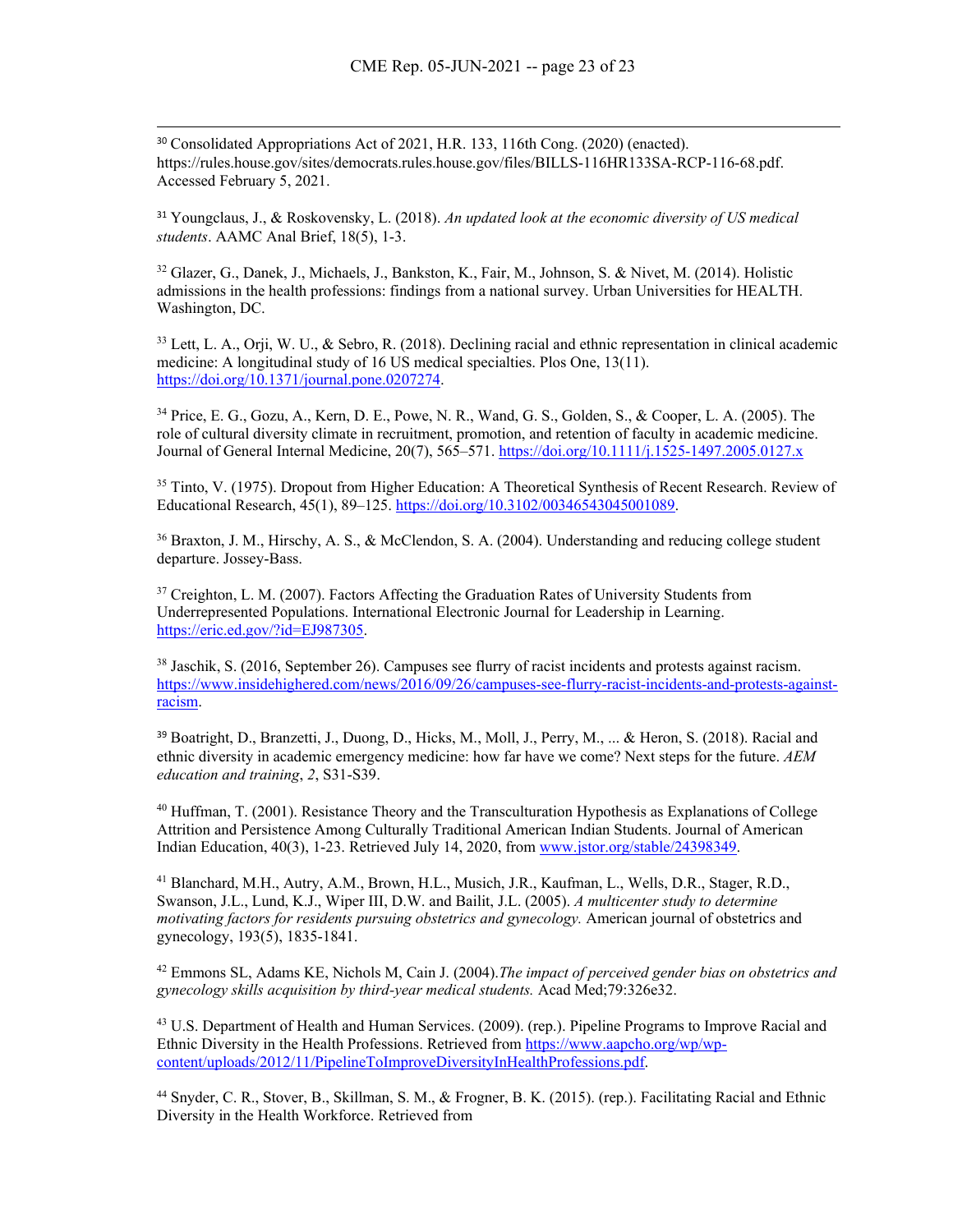[30] Consolidated Appropriations Act of 2021, H.R. 133, 116th Cong. (2020) (enacted). https://rules.house.gov/sites/democrats.rules.house.gov/files/BILLS-116HR133SA-RCP-116-68.pdf. Accessed February 5, 2021.

[31] Youngclaus, J., & Roskovensky, L. (2018). *An updated look at the economic diversity of US medical students*. AAMC Anal Brief, 18(5), 1-3.

[32] Glazer, G., Danek, J., Michaels, J., Bankston, K., Fair, M., Johnson, S. & Nivet, M. (2014). Holistic admissions in the health professions: findings from a national survey. Urban Universities for HEALTH. Washington, DC.

[33] Lett, L. A., Orji, W. U., & Sebro, R. (2018). Declining racial and ethnic representation in clinical academic medicine: A longitudinal study of 16 US medical specialties. Plos One, 13(11). https://doi.org/10.1371/journal.pone.0207274.

[34] Price, E. G., Gozu, A., Kern, D. E., Powe, N. R., Wand, G. S., Golden, S., & Cooper, L. A. (2005). The role of cultural diversity climate in recruitment, promotion, and retention of faculty in academic medicine. Journal of General Internal Medicine, 20(7), 565–571. https://doi.org/10.1111/j.1525-1497.2005.0127.x

[35] Tinto, V. (1975). Dropout from Higher Education: A Theoretical Synthesis of Recent Research. Review of Educational Research, 45(1), 89–125. https://doi.org/10.3102/00346543045001089.

[36] Braxton, J. M., Hirschy, A. S., & McClendon, S. A. (2004). Understanding and reducing college student departure. Jossey-Bass.

[37] Creighton, L. M. (2007). Factors Affecting the Graduation Rates of University Students from Underrepresented Populations. International Electronic Journal for Leadership in Learning. https://eric.ed.gov/?id=EJ987305.

[38] Jaschik, S. (2016, September 26). Campuses see flurry of racist incidents and protests against racism. https://www.insidehighered.com/news/2016/09/26/campuses-see-flurry-racist-incidents-and-protests-against-racism.

[39] Boatright, D., Branzetti, J., Duong, D., Hicks, M., Moll, J., Perry, M., ... & Heron, S. (2018). Racial and ethnic diversity in academic emergency medicine: how far have we come? Next steps for the future. *AEM education and training*, *2*, S31-S39.

[40] Huffman, T. (2001). Resistance Theory and the Transculturation Hypothesis as Explanations of College Attrition and Persistence Among Culturally Traditional American Indian Students. Journal of American Indian Education, 40(3), 1-23. Retrieved July 14, 2020, from www.jstor.org/stable/24398349.

[41] Blanchard, M.H., Autry, A.M., Brown, H.L., Musich, J.R., Kaufman, L., Wells, D.R., Stager, R.D., Swanson, J.L., Lund, K.J., Wiper III, D.W. and Bailit, J.L. (2005). *A multicenter study to determine motivating factors for residents pursuing obstetrics and gynecology.* American journal of obstetrics and gynecology, 193(5), 1835-1841.

[42] Emmons SL, Adams KE, Nichols M, Cain J. (2004).*The impact of perceived gender bias on obstetrics and gynecology skills acquisition by third-year medical students.* Acad Med;79:326e32.

[43] U.S. Department of Health and Human Services. (2009). (rep.). Pipeline Programs to Improve Racial and Ethnic Diversity in the Health Professions. Retrieved from https://www.aapcho.org/wp/wp-content/uploads/2012/11/PipelineToImproveDiversityInHealthProfessions.pdf.

[44] Snyder, C. R., Stover, B., Skillman, S. M., & Frogner, B. K. (2015). (rep.). Facilitating Racial and Ethnic Diversity in the Health Workforce. Retrieved from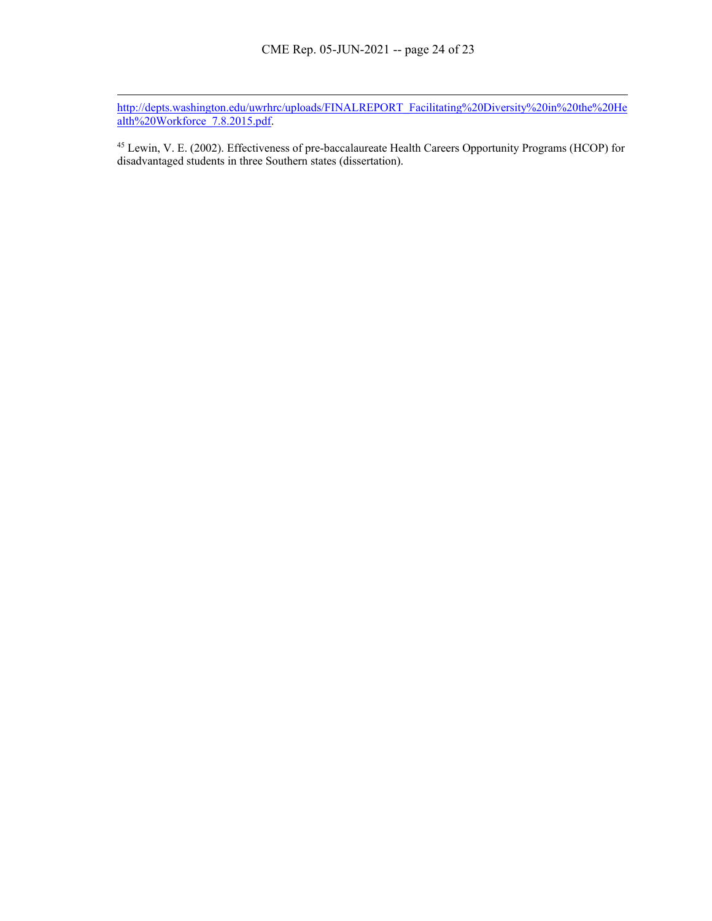http://depts.washington.edu/uwrhrc/uploads/FINALREPORT_Facilitating%20Diversity%20in%20the%20Health%20Workforce_7.8.2015.pdf.

[45] Lewin, V. E. (2002). Effectiveness of pre-baccalaureate Health Careers Opportunity Programs (HCOP) for disadvantaged students in three Southern states (dissertation).